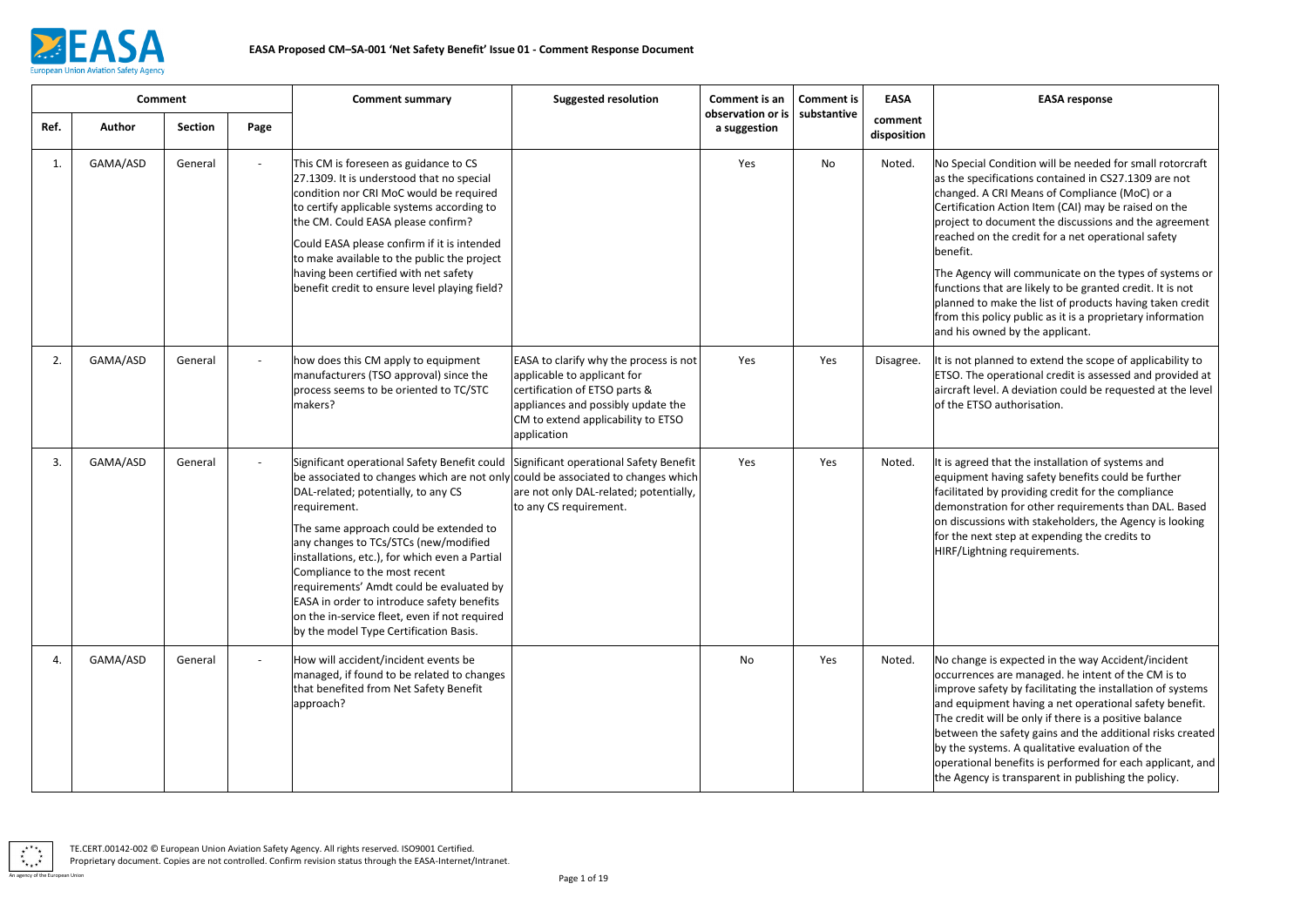# EASA Proposed CM–SA-001 'Net Safety Benefit' Issue 01 - Comment Response Document

| Comment | | | | Comment summary | Suggested resolution | Comment is an observation or is a suggestion | Comment is substantive | EASA comment disposition | EASA response |
|---|---|---|---|---|---|---|---|---|---|
| Ref. | Author | Section | Page | | | | | | |
| 1. | GAMA/ASD | General | - | This CM is foreseen as guidance to CS 27.1309. It is understood that no special condition nor CRI MoC would be required to certify applicable systems according to the CM. Could EASA please confirm?<br><br>Could EASA please confirm if it is intended to make available to the public the project having been certified with net safety benefit credit to ensure level playing field? | | Yes | No | Noted. | No Special Condition will be needed for small rotorcraft as the specifications contained in CS27.1309 are not changed. A CRI Means of Compliance (MoC) or a Certification Action Item (CAI) may be raised on the project to document the discussions and the agreement reached on the credit for a net operational safety benefit.<br><br>The Agency will communicate on the types of systems or functions that are likely to be granted credit. It is not planned to make the list of products having taken credit from this policy public as it is a proprietary information and his owned by the applicant. |
| 2. | GAMA/ASD | General | - | how does this CM apply to equipment manufacturers (TSO approval) since the process seems to be oriented to TC/STC makers? | EASA to clarify why the process is not applicable to applicant for certification of ETSO parts & appliances and possibly update the CM to extend applicability to ETSO application | Yes | Yes | Disagree. | It is not planned to extend the scope of applicability to ETSO. The operational credit is assessed and provided at aircraft level. A deviation could be requested at the level of the ETSO authorisation. |
| 3. | GAMA/ASD | General | - | Significant operational Safety Benefit could be associated to changes which are not only DAL-related; potentially, to any CS requirement.<br><br>The same approach could be extended to any changes to TCs/STCs (new/modified installations, etc.), for which even a Partial Compliance to the most recent requirements' Amdt could be evaluated by EASA in order to introduce safety benefits on the in-service fleet, even if not required by the model Type Certification Basis. | Significant operational Safety Benefit could be associated to changes which are not only DAL-related; potentially, to any CS requirement. | Yes | Yes | Noted. | It is agreed that the installation of systems and equipment having safety benefits could be further facilitated by providing credit for the compliance demonstration for other requirements than DAL. Based on discussions with stakeholders, the Agency is looking for the next step at expending the credits to HIRF/Lightning requirements. |
| 4. | GAMA/ASD | General | - | How will accident/incident events be managed, if found to be related to changes that benefited from Net Safety Benefit approach? | | No | Yes | Noted. | No change is expected in the way Accident/incident occurrences are managed. he intent of the CM is to improve safety by facilitating the installation of systems and equipment having a net operational safety benefit. The credit will be only if there is a positive balance between the safety gains and the additional risks created by the systems. A qualitative evaluation of the operational benefits is performed for each applicant, and the Agency is transparent in publishing the policy. |

TE.CERT.00142-002 © European Union Aviation Safety Agency. All rights reserved. ISO9001 Certified.
Proprietary document. Copies are not controlled. Confirm revision status through the EASA-Internet/Intranet.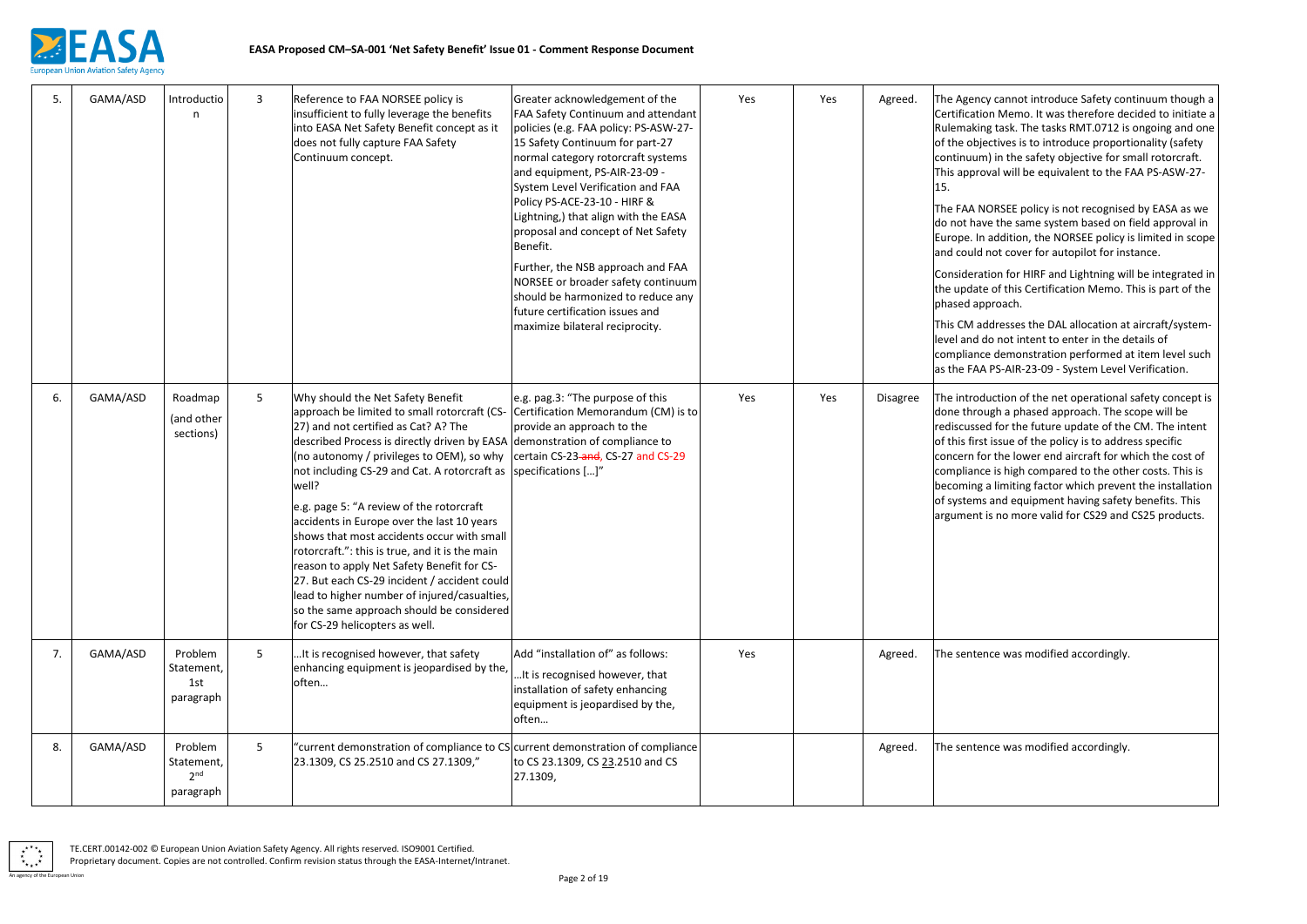| 5. | GAMA/ASD | Introduction | 3 | Reference to FAA NORSEE policy is insufficient to fully leverage the benefits into EASA Net Safety Benefit concept as it does not fully capture FAA Safety Continuum concept. | Greater acknowledgement of the FAA Safety Continuum and attendant policies (e.g. FAA policy: PS-ASW-27-15 Safety Continuum for part-27 normal category rotorcraft systems and equipment, PS-AIR-23-09 - System Level Verification and FAA Policy PS-ACE-23-10 - HIRF & Lightning,) that align with the EASA proposal and concept of Net Safety Benefit.<br><br>Further, the NSB approach and FAA NORSEE or broader safety continuum should be harmonized to reduce any future certification issues and maximize bilateral reciprocity. | Yes | Yes | Agreed. | The Agency cannot introduce Safety continuum though a Certification Memo. It was therefore decided to initiate a Rulemaking task. The tasks RMT.0712 is ongoing and one of the objectives is to introduce proportionality (safety continuum) in the safety objective for small rotorcraft. This approval will be equivalent to the FAA PS-ASW-27-15.<br><br>The FAA NORSEE policy is not recognised by EASA as we do not have the same system based on field approval in Europe. In addition, the NORSEE policy is limited in scope and could not cover for autopilot for instance.<br><br>Consideration for HIRF and Lightning will be integrated in the update of this Certification Memo. This is part of the phased approach.<br><br>This CM addresses the DAL allocation at aircraft/system-level and do not intent to enter in the details of compliance demonstration performed at item level such as the FAA PS-AIR-23-09 - System Level Verification. |
|---|---|---|---|---|---|---|---|---|---|
| 6. | GAMA/ASD | Roadmap (and other sections) | 5 | Why should the Net Safety Benefit approach be limited to small rotorcraft (CS-27) and not certified as Cat? A? The described Process is directly driven by EASA (no autonomy / privileges to OEM), so why not including CS-29 and Cat. A rotorcraft as well?<br><br>e.g. page 5: "A review of the rotorcraft accidents in Europe over the last 10 years shows that most accidents occur with small rotorcraft.": this is true, and it is the main reason to apply Net Safety Benefit for CS-27. But each CS-29 incident / accident could lead to higher number of injured/casualties, so the same approach should be considered for CS-29 helicopters as well. | e.g. pag.3: "The purpose of this Certification Memorandum (CM) is to provide an approach to the demonstration of compliance to certain CS-23 ~~and~~, CS-27 and CS-29 specifications […]" | Yes | Yes | Disagree | The introduction of the net operational safety concept is done through a phased approach. The scope will be rediscussed for the future update of the CM. The intent of this first issue of the policy is to address specific concern for the lower end aircraft for which the cost of compliance is high compared to the other costs. This is becoming a limiting factor which prevent the installation of systems and equipment having safety benefits. This argument is no more valid for CS29 and CS25 products. |
| 7. | GAMA/ASD | Problem Statement, 1st paragraph | 5 | …It is recognised however, that safety enhancing equipment is jeopardised by the, often… | Add "installation of" as follows:<br><br>…It is recognised however, that installation of safety enhancing equipment is jeopardised by the, often… | Yes | | Agreed. | The sentence was modified accordingly. |
| 8. | GAMA/ASD | Problem Statement, 2nd paragraph | 5 | "current demonstration of compliance to CS 23.1309, CS 25.2510 and CS 27.1309," | current demonstration of compliance to CS 23.1309, CS 23.2510 and CS 27.1309, | | | Agreed. | The sentence was modified accordingly. |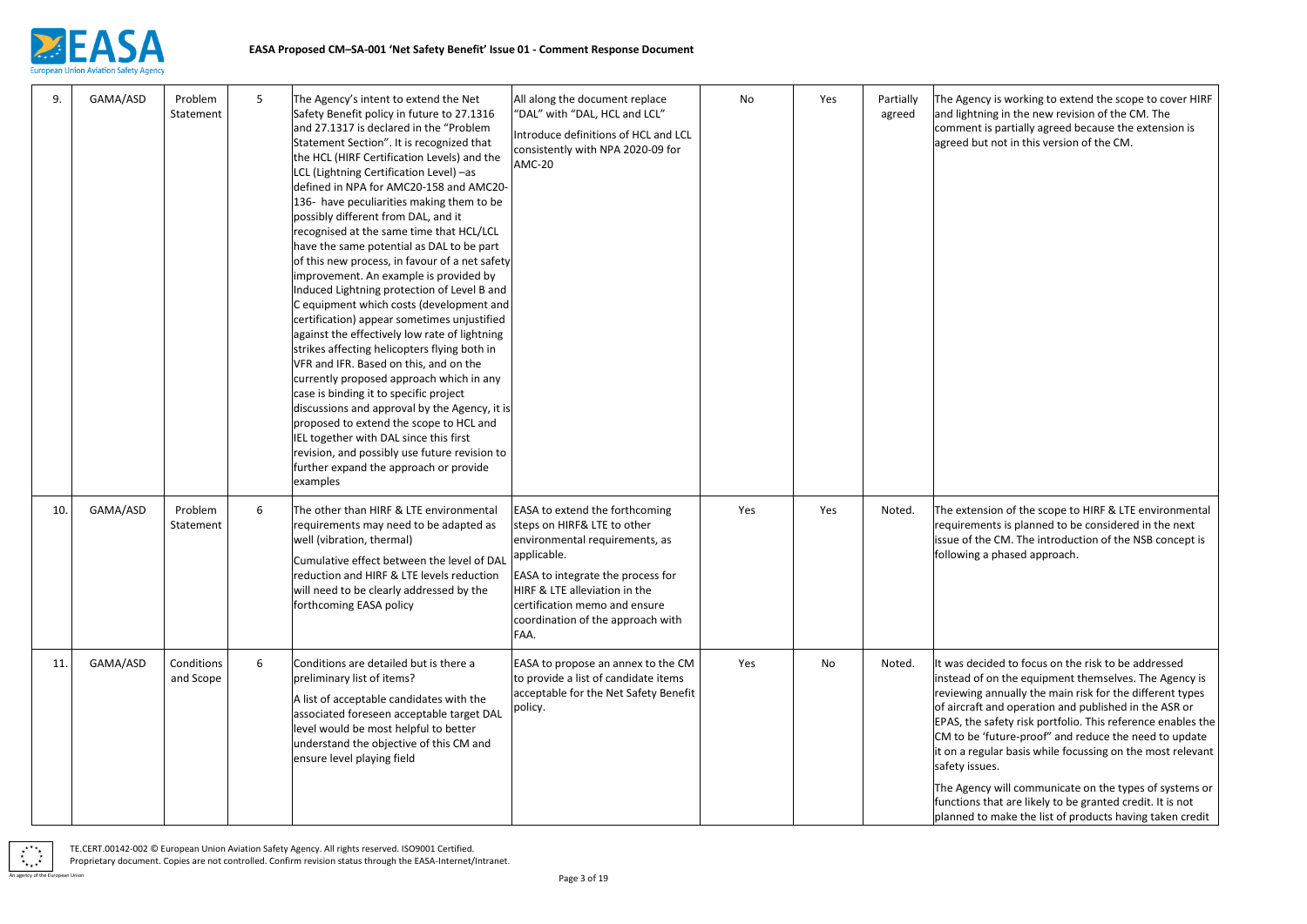| 9. | GAMA/ASD | Problem Statement | 5 | The Agency's intent to extend the Net Safety Benefit policy in future to 27.1316 and 27.1317 is declared in the "Problem Statement Section". It is recognized that the HCL (HIRF Certification Levels) and the LCL (Lightning Certification Level) –as defined in NPA for AMC20-158 and AMC20-136- have peculiarities making them to be possibly different from DAL, and it recognised at the same time that HCL/LCL have the same potential as DAL to be part of this new process, in favour of a net safety improvement. An example is provided by Induced Lightning protection of Level B and C equipment which costs (development and certification) appear sometimes unjustified against the effectively low rate of lightning strikes affecting helicopters flying both in VFR and IFR. Based on this, and on the currently proposed approach which in any case is binding it to specific project discussions and approval by the Agency, it is proposed to extend the scope to HCL and IEL together with DAL since this first revision, and possibly use future revision to further expand the approach or provide examples | All along the document replace "DAL" with "DAL, HCL and LCL"<br><br>Introduce definitions of HCL and LCL consistently with NPA 2020-09 for AMC-20 | No | Yes | Partially agreed | The Agency is working to extend the scope to cover HIRF and lightning in the new revision of the CM. The comment is partially agreed because the extension is agreed but not in this version of the CM. |
|---|---|---|---|---|---|---|---|---|---|
| 10. | GAMA/ASD | Problem Statement | 6 | The other than HIRF & LTE environmental requirements may need to be adapted as well (vibration, thermal)<br><br>Cumulative effect between the level of DAL reduction and HIRF & LTE levels reduction will need to be clearly addressed by the forthcoming EASA policy | EASA to extend the forthcoming steps on HIRF& LTE to other environmental requirements, as applicable.<br><br>EASA to integrate the process for HIRF & LTE alleviation in the certification memo and ensure coordination of the approach with FAA. | Yes | Yes | Noted. | The extension of the scope to HIRF & LTE environmental requirements is planned to be considered in the next issue of the CM. The introduction of the NSB concept is following a phased approach. |
| 11. | GAMA/ASD | Conditions and Scope | 6 | Conditions are detailed but is there a preliminary list of items?<br><br>A list of acceptable candidates with the associated foreseen acceptable target DAL level would be most helpful to better understand the objective of this CM and ensure level playing field | EASA to propose an annex to the CM to provide a list of candidate items acceptable for the Net Safety Benefit policy. | Yes | No | Noted. | It was decided to focus on the risk to be addressed instead of on the equipment themselves. The Agency is reviewing annually the main risk for the different types of aircraft and operation and published in the ASR or EPAS, the safety risk portfolio. This reference enables the CM to be 'future-proof" and reduce the need to update it on a regular basis while focussing on the most relevant safety issues.<br><br>The Agency will communicate on the types of systems or functions that are likely to be granted credit. It is not planned to make the list of products having taken credit |

TE.CERT.00142-002 © European Union Aviation Safety Agency. All rights reserved. ISO9001 Certified.
Proprietary document. Copies are not controlled. Confirm revision status through the EASA-Internet/Intranet.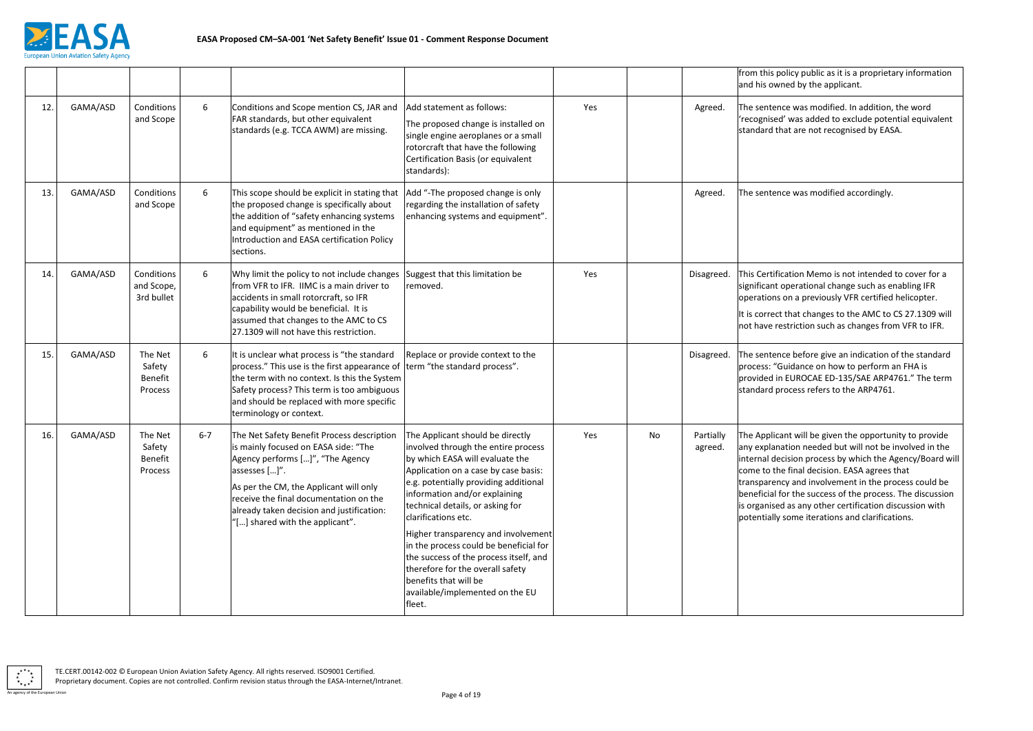| | | | | | | | | | |
|---|---|---|---|---|---|---|---|---|---|
| | | | | | | | | | from this policy public as it is a proprietary information and his owned by the applicant. |
| 12. | GAMA/ASD | Conditions and Scope | 6 | Conditions and Scope mention CS, JAR and FAR standards, but other equivalent standards (e.g. TCCA AWM) are missing. | Add statement as follows:<br>The proposed change is installed on single engine aeroplanes or a small rotorcraft that have the following Certification Basis (or equivalent standards): | Yes | | Agreed. | The sentence was modified. In addition, the word 'recognised' was added to exclude potential equivalent standard that are not recognised by EASA. |
| 13. | GAMA/ASD | Conditions and Scope | 6 | This scope should be explicit in stating that the proposed change is specifically about the addition of "safety enhancing systems and equipment" as mentioned in the Introduction and EASA certification Policy sections. | Add "-The proposed change is only regarding the installation of safety enhancing systems and equipment". | | | Agreed. | The sentence was modified accordingly. |
| 14. | GAMA/ASD | Conditions and Scope, 3rd bullet | 6 | Why limit the policy to not include changes from VFR to IFR. IIMC is a main driver to accidents in small rotorcraft, so IFR capability would be beneficial. It is assumed that changes to the AMC to CS 27.1309 will not have this restriction. | Suggest that this limitation be removed. | Yes | | Disagreed. | This Certification Memo is not intended to cover for a significant operational change such as enabling IFR operations on a previously VFR certified helicopter.<br>It is correct that changes to the AMC to CS 27.1309 will not have restriction such as changes from VFR to IFR. |
| 15. | GAMA/ASD | The Net Safety Benefit Process | 6 | It is unclear what process is "the standard process." This use is the first appearance of the term with no context. Is this the System Safety process? This term is too ambiguous and should be replaced with more specific terminology or context. | Replace or provide context to the term "the standard process". | | | Disagreed. | The sentence before give an indication of the standard process: "Guidance on how to perform an FHA is provided in EUROCAE ED-135/SAE ARP4761." The term standard process refers to the ARP4761. |
| 16. | GAMA/ASD | The Net Safety Benefit Process | 6-7 | The Net Safety Benefit Process description is mainly focused on EASA side: "The Agency performs […]", "The Agency assesses […]".<br>As per the CM, the Applicant will only receive the final documentation on the already taken decision and justification: "[…] shared with the applicant". | The Applicant should be directly involved through the entire process by which EASA will evaluate the Application on a case by case basis: e.g. potentially providing additional information and/or explaining technical details, or asking for clarifications etc.<br>Higher transparency and involvement in the process could be beneficial for the success of the process itself, and therefore for the overall safety benefits that will be available/implemented on the EU fleet. | Yes | No | Partially agreed. | The Applicant will be given the opportunity to provide any explanation needed but will not be involved in the internal decision process by which the Agency/Board will come to the final decision. EASA agrees that transparency and involvement in the process could be beneficial for the success of the process. The discussion is organised as any other certification discussion with potentially some iterations and clarifications. |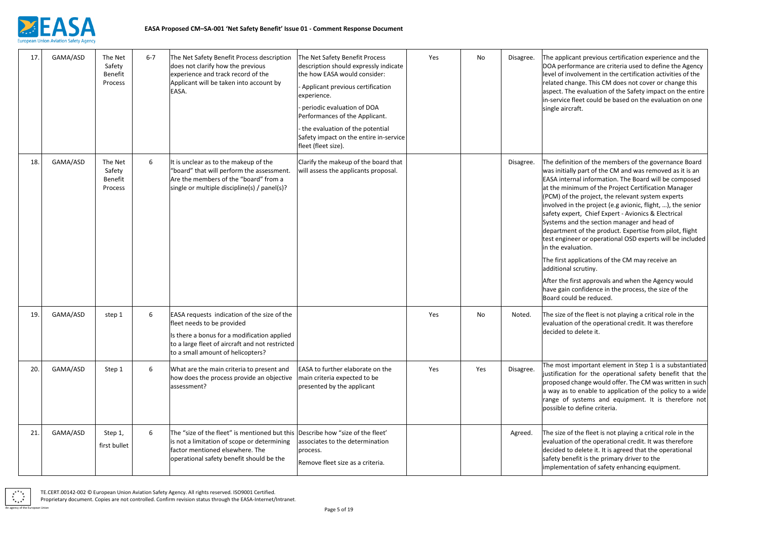| 17. | GAMA/ASD | The Net Safety Benefit Process | 6-7 | The Net Safety Benefit Process description does not clarify how the previous experience and track record of the Applicant will be taken into account by EASA. | The Net Safety Benefit Process description should expressly indicate the how EASA would consider:<br>- Applicant previous certification experience.<br>- periodic evaluation of DOA Performances of the Applicant.<br>- the evaluation of the potential Safety impact on the entire in-service fleet (fleet size). | Yes | No | Disagree. | The applicant previous certification experience and the DOA performance are criteria used to define the Agency level of involvement in the certification activities of the related change. This CM does not cover or change this aspect. The evaluation of the Safety impact on the entire in-service fleet could be based on the evaluation on one single aircraft. |
|---|---|---|---|---|---|---|---|---|---|
| 18. | GAMA/ASD | The Net Safety Benefit Process | 6 | It is unclear as to the makeup of the "board" that will perform the assessment. Are the members of the "board" from a single or multiple discipline(s) / panel(s)? | Clarify the makeup of the board that will assess the applicants proposal. | | | Disagree. | The definition of the members of the governance Board was initially part of the CM and was removed as it is an EASA internal information. The Board will be composed at the minimum of the Project Certification Manager (PCM) of the project, the relevant system experts involved in the project (e.g avionic, flight, …), the senior safety expert, Chief Expert - Avionics & Electrical Systems and the section manager and head of department of the product. Expertise from pilot, flight test engineer or operational OSD experts will be included in the evaluation.<br>The first applications of the CM may receive an additional scrutiny.<br>After the first approvals and when the Agency would have gain confidence in the process, the size of the Board could be reduced. |
| 19. | GAMA/ASD | step 1 | 6 | EASA requests indication of the size of the fleet needs to be provided<br>Is there a bonus for a modification applied to a large fleet of aircraft and not restricted to a small amount of helicopters? | | Yes | No | Noted. | The size of the fleet is not playing a critical role in the evaluation of the operational credit. It was therefore decided to delete it. |
| 20. | GAMA/ASD | Step 1 | 6 | What are the main criteria to present and how does the process provide an objective assessment? | EASA to further elaborate on the main criteria expected to be presented by the applicant | Yes | Yes | Disagree. | The most important element in Step 1 is a substantiated justification for the operational safety benefit that the proposed change would offer. The CM was written in such a way as to enable to application of the policy to a wide range of systems and equipment. It is therefore not possible to define criteria. |
| 21. | GAMA/ASD | Step 1, first bullet | 6 | The "size of the fleet" is mentioned but this is not a limitation of scope or determining factor mentioned elsewhere. The operational safety benefit should be the | Describe how "size of the fleet' associates to the determination process.<br>Remove fleet size as a criteria. | | | Agreed. | The size of the fleet is not playing a critical role in the evaluation of the operational credit. It was therefore decided to delete it. It is agreed that the operational safety benefit is the primary driver to the implementation of safety enhancing equipment. |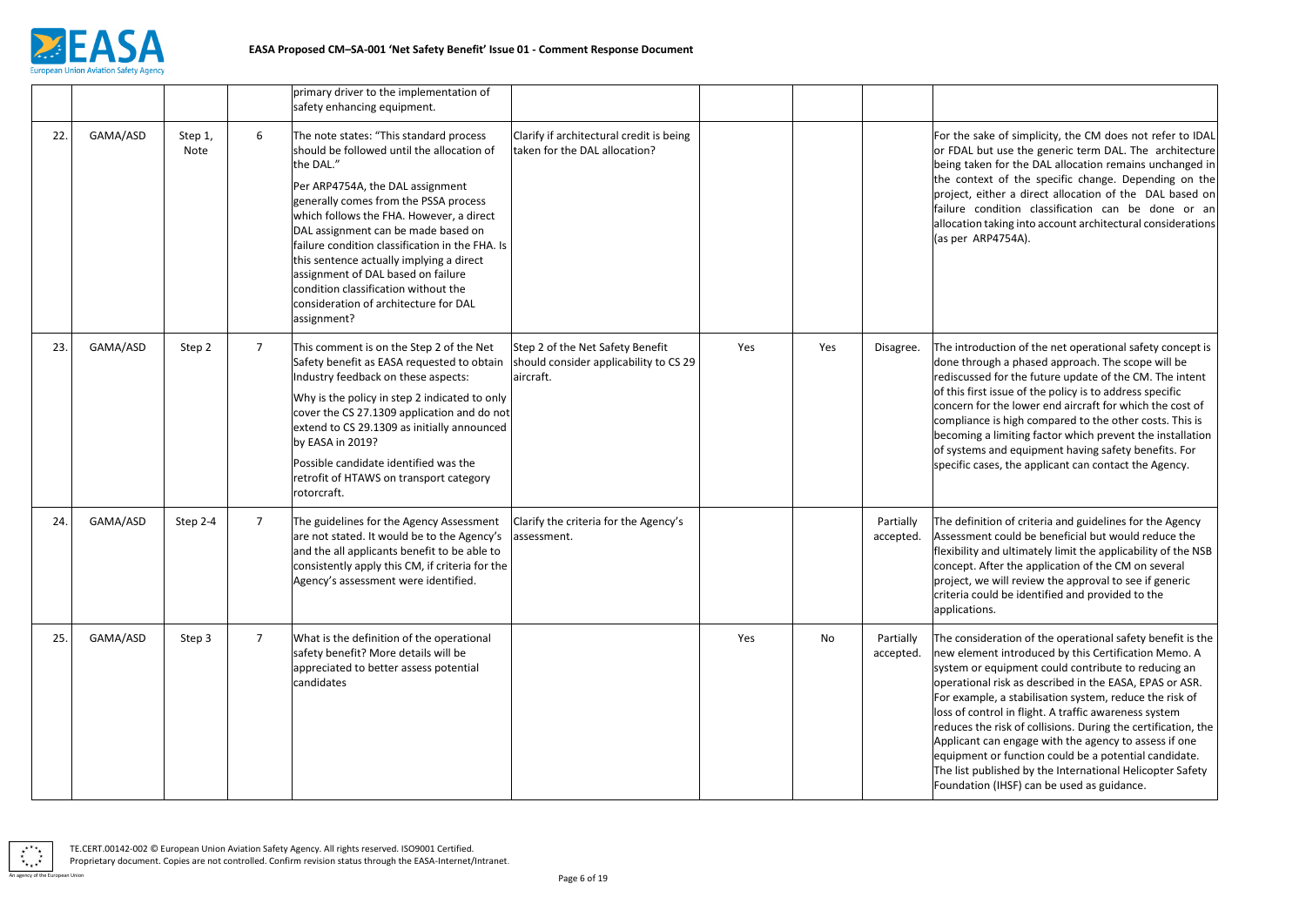| | | | | primary driver to the implementation of safety enhancing equipment. | | | | | |
|---|---|---|---|---|---|---|---|---|---|
| 22. | GAMA/ASD | Step 1, Note | 6 | The note states: "This standard process should be followed until the allocation of the DAL."<br><br>Per ARP4754A, the DAL assignment generally comes from the PSSA process which follows the FHA. However, a direct DAL assignment can be made based on failure condition classification in the FHA. Is this sentence actually implying a direct assignment of DAL based on failure condition classification without the consideration of architecture for DAL assignment? | Clarify if architectural credit is being taken for the DAL allocation? | | | | For the sake of simplicity, the CM does not refer to IDAL or FDAL but use the generic term DAL. The architecture being taken for the DAL allocation remains unchanged in the context of the specific change. Depending on the project, either a direct allocation of the DAL based on failure condition classification can be done or an allocation taking into account architectural considerations (as per ARP4754A). |
| 23. | GAMA/ASD | Step 2 | 7 | This comment is on the Step 2 of the Net Safety benefit as EASA requested to obtain Industry feedback on these aspects:<br><br>Why is the policy in step 2 indicated to only cover the CS 27.1309 application and do not extend to CS 29.1309 as initially announced by EASA in 2019?<br><br>Possible candidate identified was the retrofit of HTAWS on transport category rotorcraft. | Step 2 of the Net Safety Benefit should consider applicability to CS 29 aircraft. | Yes | Yes | Disagree. | The introduction of the net operational safety concept is done through a phased approach. The scope will be rediscussed for the future update of the CM. The intent of this first issue of the policy is to address specific concern for the lower end aircraft for which the cost of compliance is high compared to the other costs. This is becoming a limiting factor which prevent the installation of systems and equipment having safety benefits. For specific cases, the applicant can contact the Agency. |
| 24. | GAMA/ASD | Step 2-4 | 7 | The guidelines for the Agency Assessment are not stated. It would be to the Agency's and the all applicants benefit to be able to consistently apply this CM, if criteria for the Agency's assessment were identified. | Clarify the criteria for the Agency's assessment. | | | Partially accepted. | The definition of criteria and guidelines for the Agency Assessment could be beneficial but would reduce the flexibility and ultimately limit the applicability of the NSB concept. After the application of the CM on several project, we will review the approval to see if generic criteria could be identified and provided to the applications. |
| 25. | GAMA/ASD | Step 3 | 7 | What is the definition of the operational safety benefit? More details will be appreciated to better assess potential candidates | | Yes | No | Partially accepted. | The consideration of the operational safety benefit is the new element introduced by this Certification Memo. A system or equipment could contribute to reducing an operational risk as described in the EASA, EPAS or ASR. For example, a stabilisation system, reduce the risk of loss of control in flight. A traffic awareness system reduces the risk of collisions. During the certification, the Applicant can engage with the agency to assess if one equipment or function could be a potential candidate. The list published by the International Helicopter Safety Foundation (IHSF) can be used as guidance. |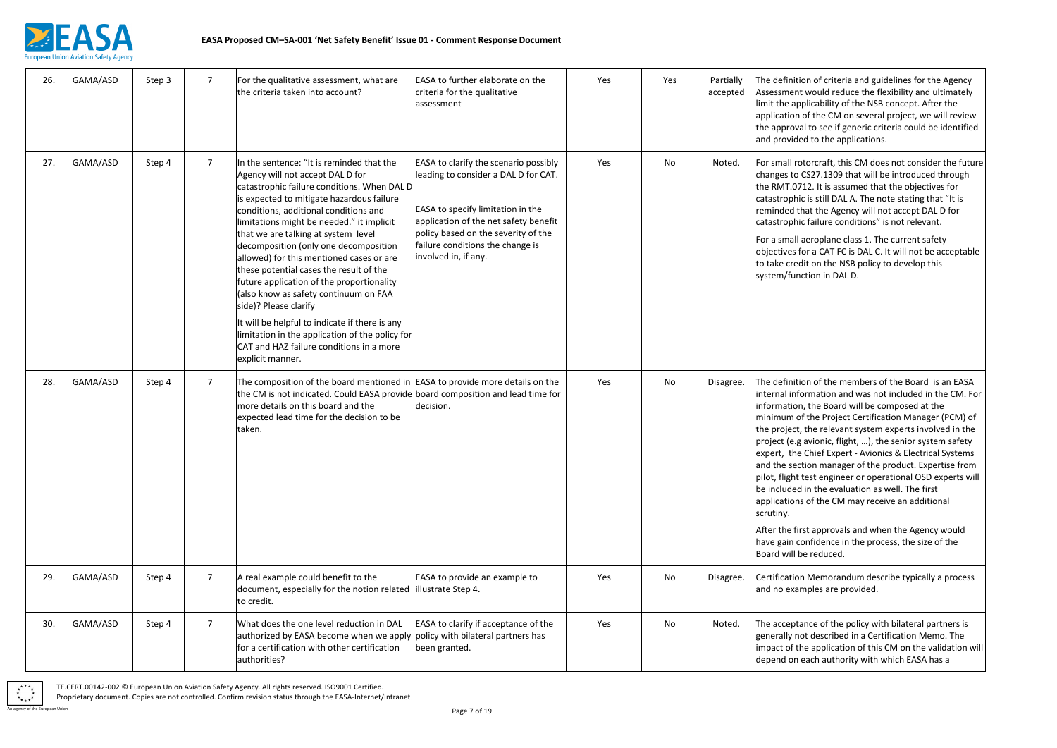| 26. | GAMA/ASD | Step 3 | 7 | For the qualitative assessment, what are the criteria taken into account? | EASA to further elaborate on the criteria for the qualitative assessment | Yes | Yes | Partially accepted | The definition of criteria and guidelines for the Agency Assessment would reduce the flexibility and ultimately limit the applicability of the NSB concept. After the application of the CM on several project, we will review the approval to see if generic criteria could be identified and provided to the applications. |
|---|---|---|---|---|---|---|---|---|---|
| 27. | GAMA/ASD | Step 4 | 7 | In the sentence: "It is reminded that the Agency will not accept DAL D for catastrophic failure conditions. When DAL D is expected to mitigate hazardous failure conditions, additional conditions and limitations might be needed." it implicit that we are talking at system level decomposition (only one decomposition allowed) for this mentioned cases or are these potential cases the result of the future application of the proportionality (also know as safety continuum on FAA side)? Please clarify<br><br>It will be helpful to indicate if there is any limitation in the application of the policy for CAT and HAZ failure conditions in a more explicit manner. | EASA to clarify the scenario possibly leading to consider a DAL D for CAT.<br><br>EASA to specify limitation in the application of the net safety benefit policy based on the severity of the failure conditions the change is involved in, if any. | Yes | No | Noted. | For small rotorcraft, this CM does not consider the future changes to CS27.1309 that will be introduced through the RMT.0712. It is assumed that the objectives for catastrophic is still DAL A. The note stating that "It is reminded that the Agency will not accept DAL D for catastrophic failure conditions" is not relevant.<br><br>For a small aeroplane class 1. The current safety objectives for a CAT FC is DAL C. It will not be acceptable to take credit on the NSB policy to develop this system/function in DAL D. |
| 28. | GAMA/ASD | Step 4 | 7 | The composition of the board mentioned in the CM is not indicated. Could EASA provide more details on this board and the expected lead time for the decision to be taken. | EASA to provide more details on the board composition and lead time for decision. | Yes | No | Disagree. | The definition of the members of the Board is an EASA internal information and was not included in the CM. For information, the Board will be composed at the minimum of the Project Certification Manager (PCM) of the project, the relevant system experts involved in the project (e.g avionic, flight, …), the senior system safety expert, the Chief Expert - Avionics & Electrical Systems and the section manager of the product. Expertise from pilot, flight test engineer or operational OSD experts will be included in the evaluation as well. The first applications of the CM may receive an additional scrutiny.<br><br>After the first approvals and when the Agency would have gain confidence in the process, the size of the Board will be reduced. |
| 29. | GAMA/ASD | Step 4 | 7 | A real example could benefit to the document, especially for the notion related to credit. | EASA to provide an example to illustrate Step 4. | Yes | No | Disagree. | Certification Memorandum describe typically a process and no examples are provided. |
| 30. | GAMA/ASD | Step 4 | 7 | What does the one level reduction in DAL authorized by EASA become when we apply for a certification with other certification authorities? | EASA to clarify if acceptance of the policy with bilateral partners has been granted. | Yes | No | Noted. | The acceptance of the policy with bilateral partners is generally not described in a Certification Memo. The impact of the application of this CM on the validation will depend on each authority with which EASA has a |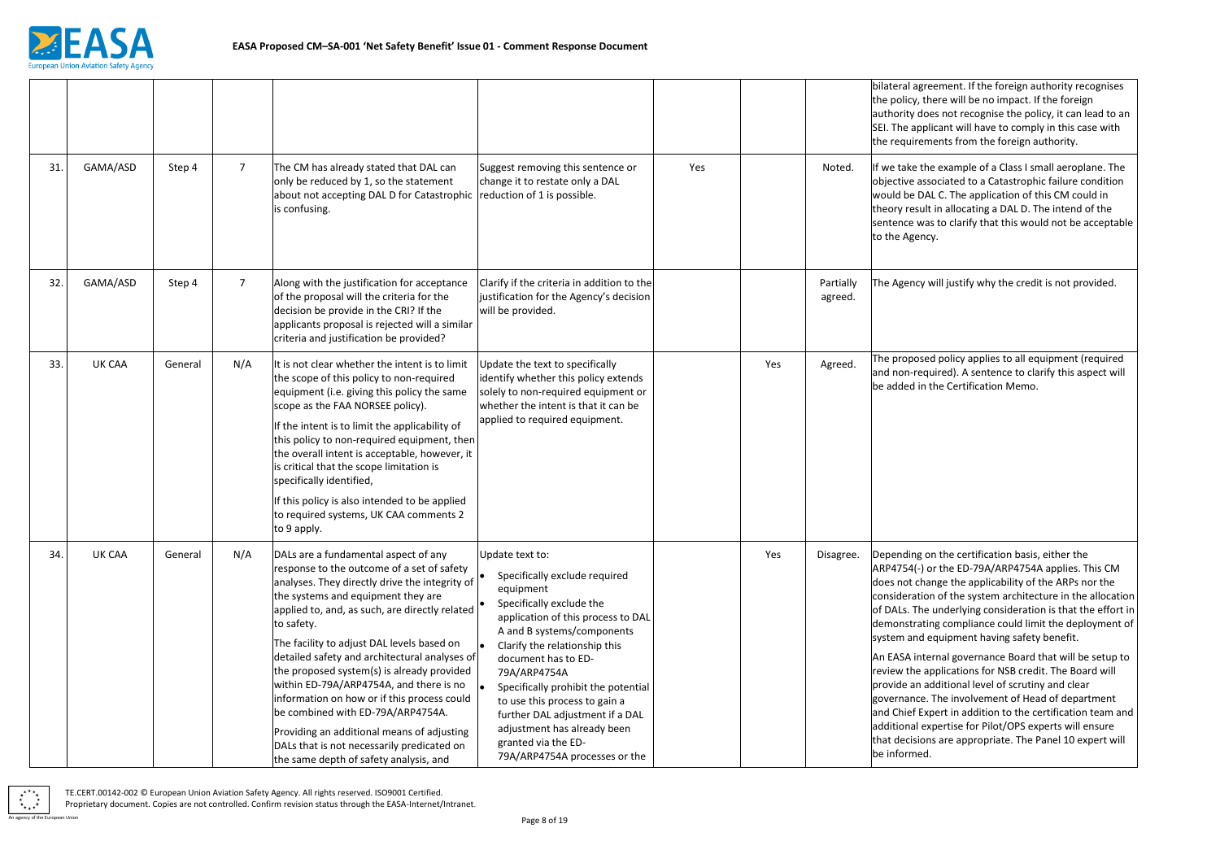| | | | | | | | | |
|---|---|---|---|---|---|---|---|---|
| | | | | | | | | bilateral agreement. If the foreign authority recognises the policy, there will be no impact. If the foreign authority does not recognise the policy, it can lead to an SEI. The applicant will have to comply in this case with the requirements from the foreign authority. |
| 31. | GAMA/ASD | Step 4 | 7 | The CM has already stated that DAL can only be reduced by 1, so the statement about not accepting DAL D for Catastrophic is confusing. | Suggest removing this sentence or change it to restate only a DAL reduction of 1 is possible. | Yes | | Noted. | If we take the example of a Class I small aeroplane. The objective associated to a Catastrophic failure condition would be DAL C. The application of this CM could in theory result in allocating a DAL D. The intend of the sentence was to clarify that this would not be acceptable to the Agency. |
| 32. | GAMA/ASD | Step 4 | 7 | Along with the justification for acceptance of the proposal will the criteria for the decision be provide in the CRI? If the applicants proposal is rejected will a similar criteria and justification be provided? | Clarify if the criteria in addition to the justification for the Agency's decision will be provided. | | | Partially agreed. | The Agency will justify why the credit is not provided. |
| 33. | UK CAA | General | N/A | It is not clear whether the intent is to limit the scope of this policy to non-required equipment (i.e. giving this policy the same scope as the FAA NORSEE policy).<br><br>If the intent is to limit the applicability of this policy to non-required equipment, then the overall intent is acceptable, however, it is critical that the scope limitation is specifically identified,<br><br>If this policy is also intended to be applied to required systems, UK CAA comments 2 to 9 apply. | Update the text to specifically identify whether this policy extends solely to non-required equipment or whether the intent is that it can be applied to required equipment. | | Yes | Agreed. | The proposed policy applies to all equipment (required and non-required). A sentence to clarify this aspect will be added in the Certification Memo. |
| 34. | UK CAA | General | N/A | DALs are a fundamental aspect of any response to the outcome of a set of safety analyses. They directly drive the integrity of the systems and equipment they are applied to, and, as such, are directly related to safety.<br><br>The facility to adjust DAL levels based on detailed safety and architectural analyses of the proposed system(s) is already provided within ED-79A/ARP4754A, and there is no information on how or if this process could be combined with ED-79A/ARP4754A.<br><br>Providing an additional means of adjusting DALs that is not necessarily predicated on the same depth of safety analysis, and | Update text to:<br>• Specifically exclude required equipment<br>• Specifically exclude the application of this process to DAL A and B systems/components<br>• Clarify the relationship this document has to ED-79A/ARP4754A<br>• Specifically prohibit the potential to use this process to gain a further DAL adjustment if a DAL adjustment has already been granted via the ED-79A/ARP4754A processes or the | | Yes | Disagree. | Depending on the certification basis, either the ARP4754(-) or the ED-79A/ARP4754A applies. This CM does not change the applicability of the ARPs nor the consideration of the system architecture in the allocation of DALs. The underlying consideration is that the effort in demonstrating compliance could limit the deployment of system and equipment having safety benefit.<br><br>An EASA internal governance Board that will be setup to review the applications for NSB credit. The Board will provide an additional level of scrutiny and clear governance. The involvement of Head of department and Chief Expert in addition to the certification team and additional expertise for Pilot/OPS experts will ensure that decisions are appropriate. The Panel 10 expert will be informed. |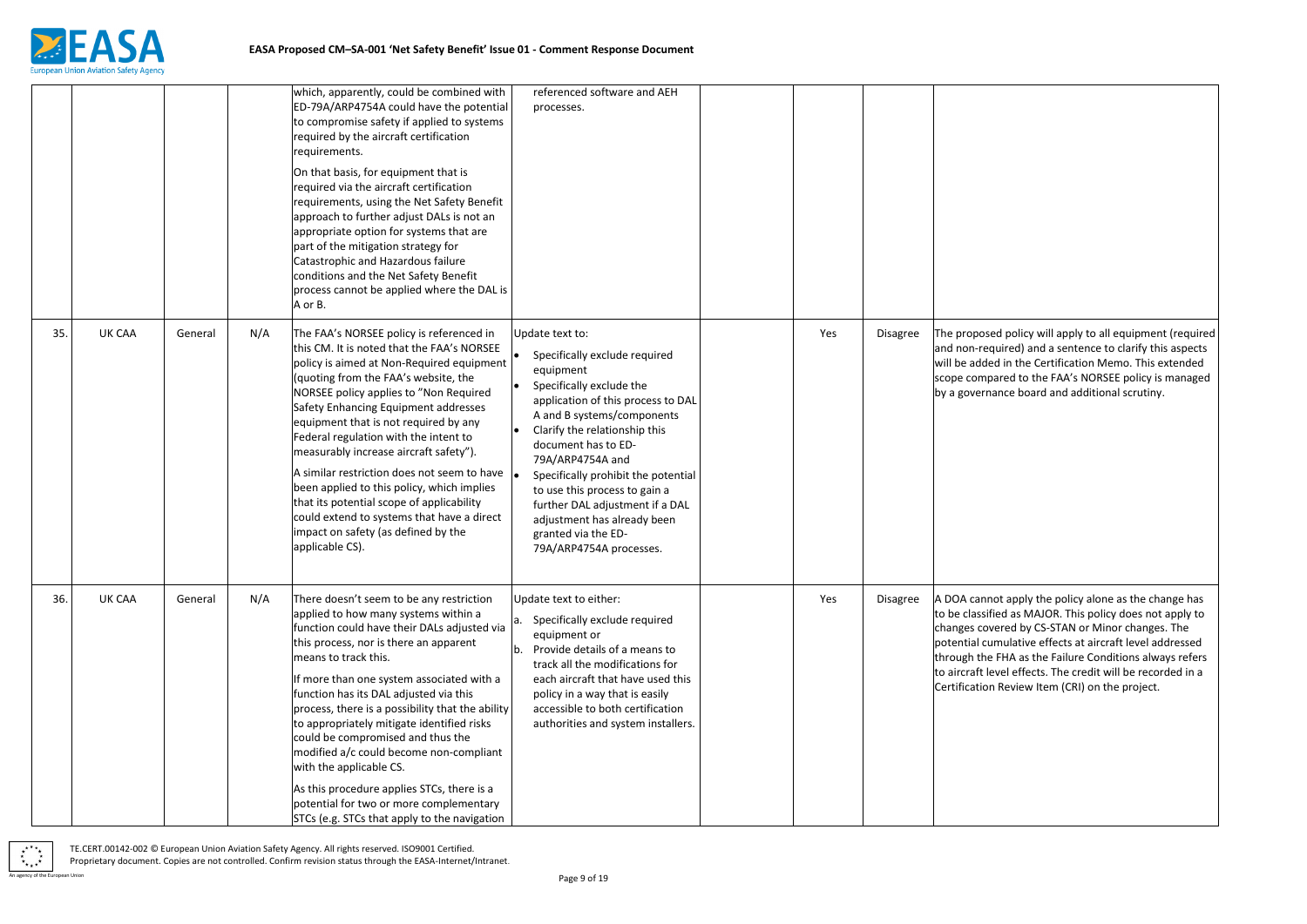| | | | | | | | | | |
|---|---|---|---|---|---|---|---|---|---|
| | | | | which, apparently, could be combined with ED-79A/ARP4754A could have the potential to compromise safety if applied to systems required by the aircraft certification requirements.<br><br>On that basis, for equipment that is required via the aircraft certification requirements, using the Net Safety Benefit approach to further adjust DALs is not an appropriate option for systems that are part of the mitigation strategy for Catastrophic and Hazardous failure conditions and the Net Safety Benefit process cannot be applied where the DAL is A or B. | referenced software and AEH processes. | | | | |
| 35. | UK CAA | General | N/A | The FAA's NORSEE policy is referenced in this CM. It is noted that the FAA's NORSEE policy is aimed at Non-Required equipment (quoting from the FAA's website, the NORSEE policy applies to "Non Required Safety Enhancing Equipment addresses equipment that is not required by any Federal regulation with the intent to measurably increase aircraft safety").<br><br>A similar restriction does not seem to have been applied to this policy, which implies that its potential scope of applicability could extend to systems that have a direct impact on safety (as defined by the applicable CS). | Update text to:<br>• Specifically exclude required equipment<br>• Specifically exclude the application of this process to DAL A and B systems/components<br>• Clarify the relationship this document has to ED-79A/ARP4754A and<br>• Specifically prohibit the potential to use this process to gain a further DAL adjustment if a DAL adjustment has already been granted via the ED-79A/ARP4754A processes. | | Yes | Disagree | The proposed policy will apply to all equipment (required and non-required) and a sentence to clarify this aspects will be added in the Certification Memo. This extended scope compared to the FAA's NORSEE policy is managed by a governance board and additional scrutiny. |
| 36. | UK CAA | General | N/A | There doesn't seem to be any restriction applied to how many systems within a function could have their DALs adjusted via this process, nor is there an apparent means to track this.<br><br>If more than one system associated with a function has its DAL adjusted via this process, there is a possibility that the ability to appropriately mitigate identified risks could be compromised and thus the modified a/c could become non-compliant with the applicable CS.<br><br>As this procedure applies STCs, there is a potential for two or more complementary STCs (e.g. STCs that apply to the navigation | Update text to either:<br>a. Specifically exclude required equipment or<br>b. Provide details of a means to track all the modifications for each aircraft that have used this policy in a way that is easily accessible to both certification authorities and system installers. | | Yes | Disagree | A DOA cannot apply the policy alone as the change has to be classified as MAJOR. This policy does not apply to changes covered by CS-STAN or Minor changes. The potential cumulative effects at aircraft level addressed through the FHA as the Failure Conditions always refers to aircraft level effects. The credit will be recorded in a Certification Review Item (CRI) on the project. |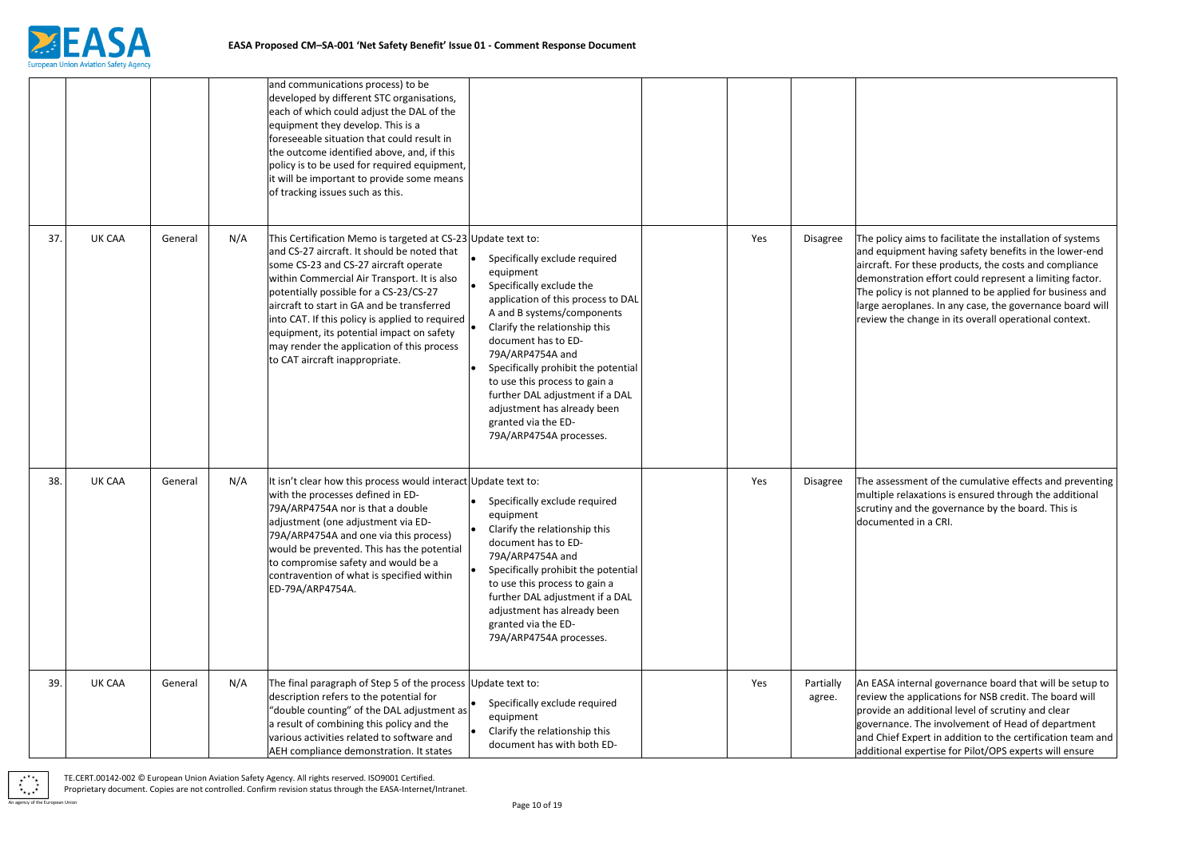| | | | | | | | | | |
|---|---|---|---|---|---|---|---|---|---|
| | | | | and communications process) to be developed by different STC organisations, each of which could adjust the DAL of the equipment they develop. This is a foreseeable situation that could result in the outcome identified above, and, if this policy is to be used for required equipment, it will be important to provide some means of tracking issues such as this. | | | | | |
| 37. | UK CAA | General | N/A | This Certification Memo is targeted at CS-23 and CS-27 aircraft. It should be noted that some CS-23 and CS-27 aircraft operate within Commercial Air Transport. It is also potentially possible for a CS-23/CS-27 aircraft to start in GA and be transferred into CAT. If this policy is applied to required equipment, its potential impact on safety may render the application of this process to CAT aircraft inappropriate. | Update text to:<br>• Specifically exclude required equipment<br>• Specifically exclude the application of this process to DAL A and B systems/components<br>• Clarify the relationship this document has to ED-79A/ARP4754A and<br>• Specifically prohibit the potential to use this process to gain a further DAL adjustment if a DAL adjustment has already been granted via the ED-79A/ARP4754A processes. | | Yes | Disagree | The policy aims to facilitate the installation of systems and equipment having safety benefits in the lower-end aircraft. For these products, the costs and compliance demonstration effort could represent a limiting factor. The policy is not planned to be applied for business and large aeroplanes. In any case, the governance board will review the change in its overall operational context. |
| 38. | UK CAA | General | N/A | It isn't clear how this process would interact with the processes defined in ED-79A/ARP4754A nor is that a double adjustment (one adjustment via ED-79A/ARP4754A and one via this process) would be prevented. This has the potential to compromise safety and would be a contravention of what is specified within ED-79A/ARP4754A. | Update text to:<br>• Specifically exclude required equipment<br>• Clarify the relationship this document has to ED-79A/ARP4754A and<br>• Specifically prohibit the potential to use this process to gain a further DAL adjustment if a DAL adjustment has already been granted via the ED-79A/ARP4754A processes. | | Yes | Disagree | The assessment of the cumulative effects and preventing multiple relaxations is ensured through the additional scrutiny and the governance by the board. This is documented in a CRI. |
| 39. | UK CAA | General | N/A | The final paragraph of Step 5 of the process description refers to the potential for "double counting" of the DAL adjustment as a result of combining this policy and the various activities related to software and AEH compliance demonstration. It states | Update text to:<br>• Specifically exclude required equipment<br>• Clarify the relationship this document has with both ED- | | Yes | Partially agree. | An EASA internal governance board that will be setup to review the applications for NSB credit. The board will provide an additional level of scrutiny and clear governance. The involvement of Head of department and Chief Expert in addition to the certification team and additional expertise for Pilot/OPS experts will ensure |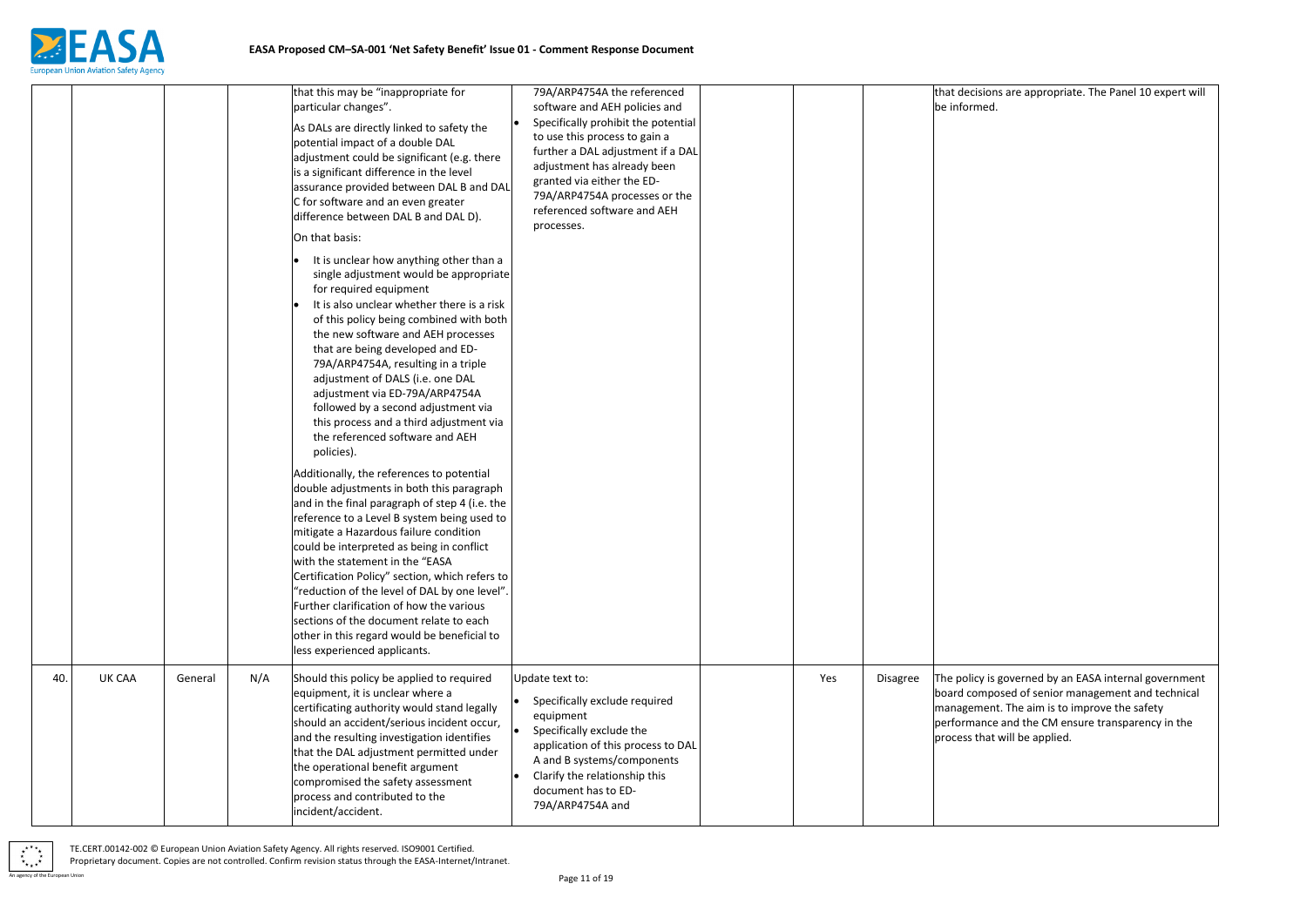| | | | | | | | | |
|---|---|---|---|---|---|---|---|---|
| | | | | that this may be "inappropriate for particular changes".<br><br>As DALs are directly linked to safety the potential impact of a double DAL adjustment could be significant (e.g. there is a significant difference in the level assurance provided between DAL B and DAL C for software and an even greater difference between DAL B and DAL D).<br><br>On that basis:<br><br>• It is unclear how anything other than a single adjustment would be appropriate for required equipment<br>• It is also unclear whether there is a risk of this policy being combined with both the new software and AEH processes that are being developed and ED-79A/ARP4754A, resulting in a triple adjustment of DALS (i.e. one DAL adjustment via ED-79A/ARP4754A followed by a second adjustment via this process and a third adjustment via the referenced software and AEH policies).<br><br>Additionally, the references to potential double adjustments in both this paragraph and in the final paragraph of step 4 (i.e. the reference to a Level B system being used to mitigate a Hazardous failure condition could be interpreted as being in conflict with the statement in the "EASA Certification Policy" section, which refers to "reduction of the level of DAL by one level". Further clarification of how the various sections of the document relate to each other in this regard would be beneficial to less experienced applicants. | 79A/ARP4754A the referenced software and AEH policies and<br>• Specifically prohibit the potential to use this process to gain a further a DAL adjustment if a DAL adjustment has already been granted via either the ED-79A/ARP4754A processes or the referenced software and AEH processes. | | | | that decisions are appropriate. The Panel 10 expert will be informed. |
| 40. | UK CAA | General | N/A | Should this policy be applied to required equipment, it is unclear where a certificating authority would stand legally should an accident/serious incident occur, and the resulting investigation identifies that the DAL adjustment permitted under the operational benefit argument compromised the safety assessment process and contributed to the incident/accident. | Update text to:<br>• Specifically exclude required equipment<br>• Specifically exclude the application of this process to DAL A and B systems/components<br>• Clarify the relationship this document has to ED-79A/ARP4754A and | | Yes | Disagree | The policy is governed by an EASA internal government board composed of senior management and technical management. The aim is to improve the safety performance and the CM ensure transparency in the process that will be applied. |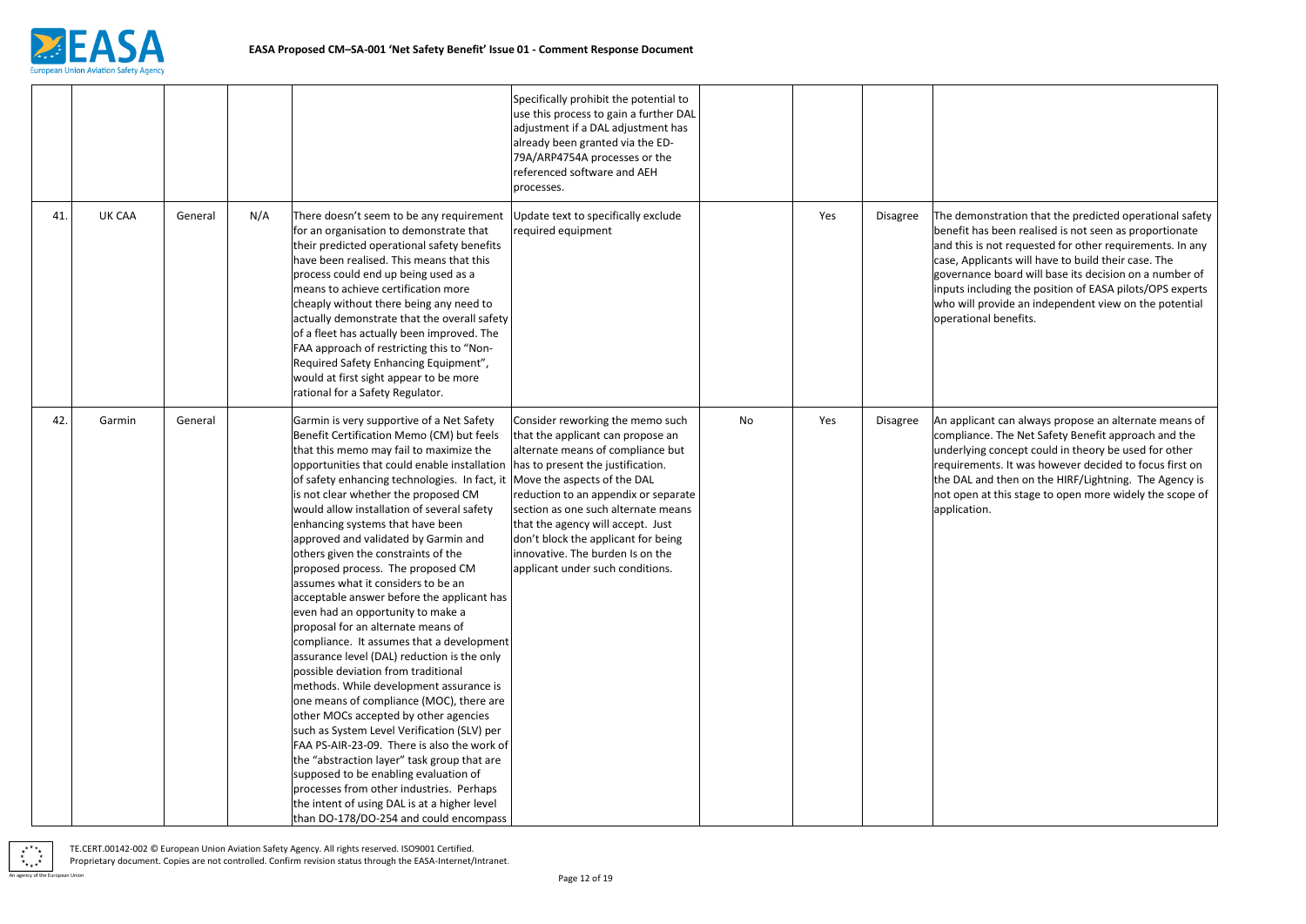| | | | | | | | | | |
|---|---|---|---|---|---|---|---|---|---|
| | | | | | Specifically prohibit the potential to use this process to gain a further DAL adjustment if a DAL adjustment has already been granted via the ED-79A/ARP4754A processes or the referenced software and AEH processes. | | | | |
| 41. | UK CAA | General | N/A | There doesn't seem to be any requirement for an organisation to demonstrate that their predicted operational safety benefits have been realised. This means that this process could end up being used as a means to achieve certification more cheaply without there being any need to actually demonstrate that the overall safety of a fleet has actually been improved. The FAA approach of restricting this to "Non-Required Safety Enhancing Equipment", would at first sight appear to be more rational for a Safety Regulator. | Update text to specifically exclude required equipment | | Yes | Disagree | The demonstration that the predicted operational safety benefit has been realised is not seen as proportionate and this is not requested for other requirements. In any case, Applicants will have to build their case. The governance board will base its decision on a number of inputs including the position of EASA pilots/OPS experts who will provide an independent view on the potential operational benefits. |
| 42. | Garmin | General | | Garmin is very supportive of a Net Safety Benefit Certification Memo (CM) but feels that this memo may fail to maximize the opportunities that could enable installation of safety enhancing technologies. In fact, it is not clear whether the proposed CM would allow installation of several safety enhancing systems that have been approved and validated by Garmin and others given the constraints of the proposed process. The proposed CM assumes what it considers to be an acceptable answer before the applicant has even had an opportunity to make a proposal for an alternate means of compliance. It assumes that a development assurance level (DAL) reduction is the only possible deviation from traditional methods. While development assurance is one means of compliance (MOC), there are other MOCs accepted by other agencies such as System Level Verification (SLV) per FAA PS-AIR-23-09. There is also the work of the "abstraction layer" task group that are supposed to be enabling evaluation of processes from other industries. Perhaps the intent of using DAL is at a higher level than DO-178/DO-254 and could encompass | Consider reworking the memo such that the applicant can propose an alternate means of compliance but has to present the justification.<br>Move the aspects of the DAL reduction to an appendix or separate section as one such alternate means that the agency will accept. Just don't block the applicant for being innovative. The burden Is on the applicant under such conditions. | No | Yes | Disagree | An applicant can always propose an alternate means of compliance. The Net Safety Benefit approach and the underlying concept could in theory be used for other requirements. It was however decided to focus first on the DAL and then on the HIRF/Lightning. The Agency is not open at this stage to open more widely the scope of application. |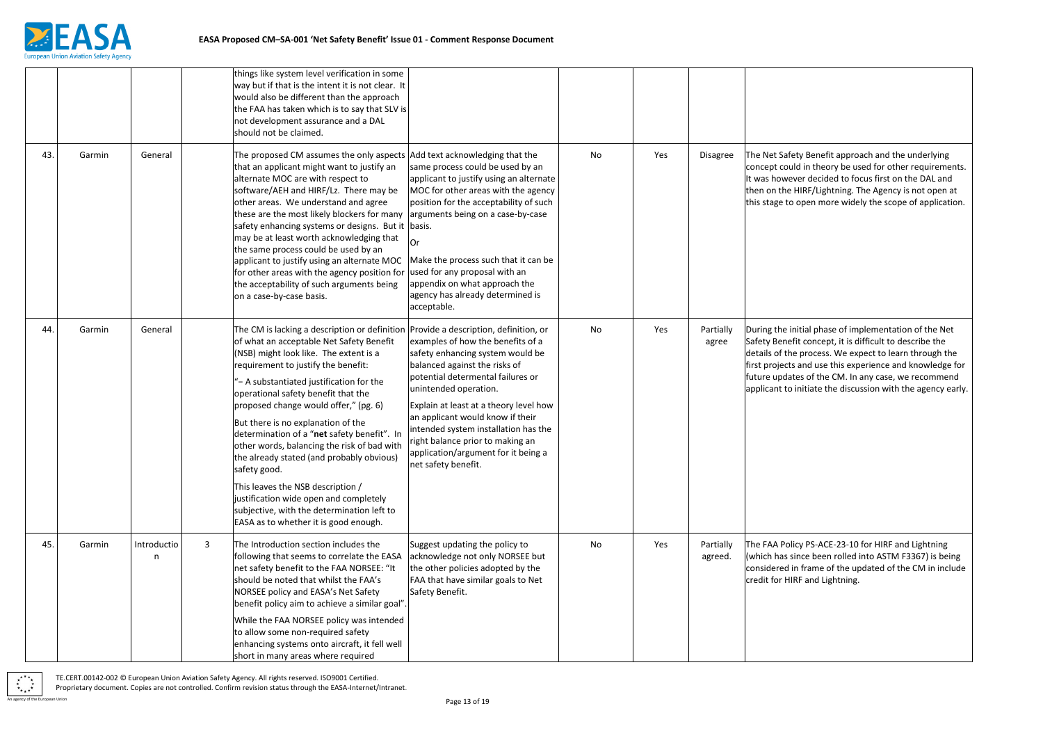| | | | | things like system level verification in some way but if that is the intent it is not clear. It would also be different than the approach the FAA has taken which is to say that SLV is not development assurance and a DAL should not be claimed. | | | | | |
|---|---|---|---|---|---|---|---|---|---|
| 43. | Garmin | General | | The proposed CM assumes the only aspects that an applicant might want to justify an alternate MOC are with respect to software/AEH and HIRF/Lz. There may be other areas. We understand and agree these are the most likely blockers for many safety enhancing systems or designs. But it may be at least worth acknowledging that the same process could be used by an applicant to justify using an alternate MOC for other areas with the agency position for the acceptability of such arguments being on a case-by-case basis. | Add text acknowledging that the same process could be used by an applicant to justify using an alternate MOC for other areas with the agency position for the acceptability of such arguments being on a case-by-case basis.<br><br>Or<br><br>Make the process such that it can be used for any proposal with an appendix on what approach the agency has already determined is acceptable. | No | Yes | Disagree | The Net Safety Benefit approach and the underlying concept could in theory be used for other requirements. It was however decided to focus first on the DAL and then on the HIRF/Lightning. The Agency is not open at this stage to open more widely the scope of application. |
| 44. | Garmin | General | | The CM is lacking a description or definition of what an acceptable Net Safety Benefit (NSB) might look like. The extent is a requirement to justify the benefit:<br><br>"– A substantiated justification for the operational safety benefit that the proposed change would offer," (pg. 6)<br><br>But there is no explanation of the determination of a "**net** safety benefit". In other words, balancing the risk of bad with the already stated (and probably obvious) safety good.<br><br>This leaves the NSB description / justification wide open and completely subjective, with the determination left to EASA as to whether it is good enough. | Provide a description, definition, or examples of how the benefits of a safety enhancing system would be balanced against the risks of potential determental failures or unintended operation.<br><br>Explain at least at a theory level how an applicant would know if their intended system installation has the right balance prior to making an application/argument for it being a net safety benefit. | No | Yes | Partially agree | During the initial phase of implementation of the Net Safety Benefit concept, it is difficult to describe the details of the process. We expect to learn through the first projects and use this experience and knowledge for future updates of the CM. In any case, we recommend applicant to initiate the discussion with the agency early. |
| 45. | Garmin | Introduction | 3 | The Introduction section includes the following that seems to correlate the EASA net safety benefit to the FAA NORSEE: "It should be noted that whilst the FAA's NORSEE policy and EASA's Net Safety benefit policy aim to achieve a similar goal".<br><br>While the FAA NORSEE policy was intended to allow some non-required safety enhancing systems onto aircraft, it fell well short in many areas where required | Suggest updating the policy to acknowledge not only NORSEE but the other policies adopted by the FAA that have similar goals to Net Safety Benefit. | No | Yes | Partially agreed. | The FAA Policy PS-ACE-23-10 for HIRF and Lightning (which has since been rolled into ASTM F3367) is being considered in frame of the updated of the CM in include credit for HIRF and Lightning. |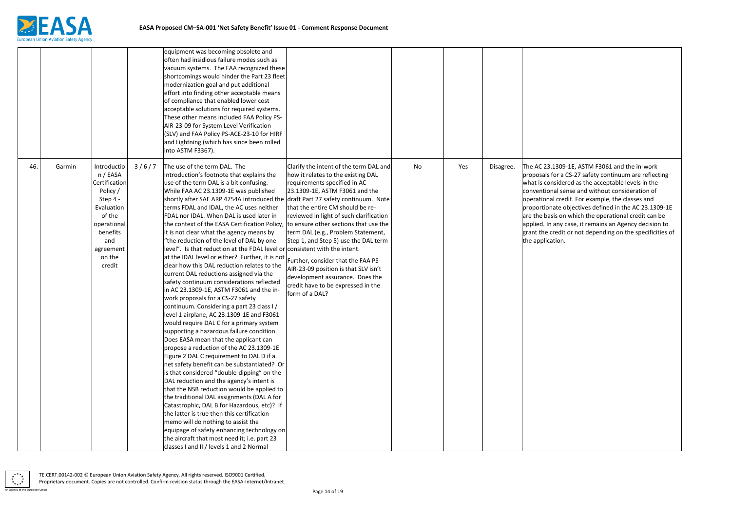| | | | | equipment was becoming obsolete and often had insidious failure modes such as vacuum systems. The FAA recognized these shortcomings would hinder the Part 23 fleet modernization goal and put additional effort into finding other acceptable means of compliance that enabled lower cost acceptable solutions for required systems. These other means included FAA Policy PS-AIR-23-09 for System Level Verification (SLV) and FAA Policy PS-ACE-23-10 for HIRF and Lightning (which has since been rolled into ASTM F3367). | | | | | |
|---|---|---|---|---|---|---|---|---|---|
| 46. | Garmin | Introduction / EASA Certification Policy / Step 4 - Evaluation of the operational benefits and agreement on the credit | 3 / 6 / 7 | The use of the term DAL. The Introduction's footnote that explains the use of the term DAL is a bit confusing. While FAA AC 23.1309-1E was published shortly after SAE ARP 4754A introduced the terms FDAL and IDAL, the AC uses neither FDAL nor IDAL. When DAL is used later in the context of the EASA Certification Policy, it is not clear what the agency means by "the reduction of the level of DAL by one level". Is that reduction at the FDAL level or at the IDAL level or either? Further, it is not clear how this DAL reduction relates to the current DAL reductions assigned via the safety continuum considerations reflected in AC 23.1309-1E, ASTM F3061 and the in-work proposals for a CS-27 safety continuum. Considering a part 23 class I / level 1 airplane, AC 23.1309-1E and F3061 would require DAL C for a primary system supporting a hazardous failure condition. Does EASA mean that the applicant can propose a reduction of the AC 23.1309-1E Figure 2 DAL C requirement to DAL D if a net safety benefit can be substantiated? Or is that considered "double-dipping" on the DAL reduction and the agency's intent is that the NSB reduction would be applied to the traditional DAL assignments (DAL A for Catastrophic, DAL B for Hazardous, etc)? If the latter is true then this certification memo will do nothing to assist the equipage of safety enhancing technology on the aircraft that most need it; i.e. part 23 classes I and II / levels 1 and 2 Normal | Clarify the intent of the term DAL and how it relates to the existing DAL requirements specified in AC 23.1309-1E, ASTM F3061 and the draft Part 27 safety continuum. Note that the entire CM should be re-reviewed in light of such clarification to ensure other sections that use the term DAL (e.g., Problem Statement, Step 1, and Step 5) use the DAL term consistent with the intent.<br><br>Further, consider that the FAA PS-AIR-23-09 position is that SLV isn't development assurance. Does the credit have to be expressed in the form of a DAL? | No | Yes | Disagree. | The AC 23.1309-1E, ASTM F3061 and the in-work proposals for a CS-27 safety continuum are reflecting what is considered as the acceptable levels in the conventional sense and without consideration of operational credit. For example, the classes and proportionate objectives defined in the AC 23.1309-1E are the basis on which the operational credit can be applied. In any case, it remains an Agency decision to grant the credit or not depending on the specificities of the application. |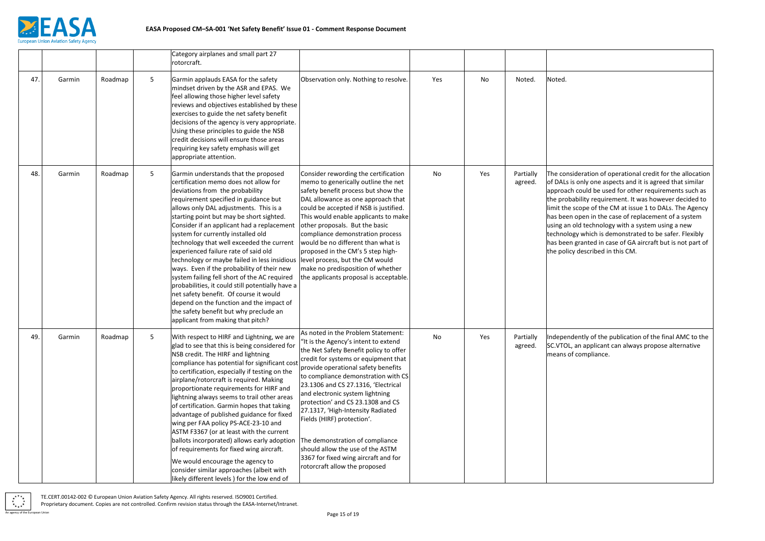| | | | | | | | | | |
|---|---|---|---|---|---|---|---|---|---|
| | | | | Category airplanes and small part 27 rotorcraft. | | | | | |
| 47. | Garmin | Roadmap | 5 | Garmin applauds EASA for the safety mindset driven by the ASR and EPAS. We feel allowing those higher level safety reviews and objectives established by these exercises to guide the net safety benefit decisions of the agency is very appropriate. Using these principles to guide the NSB credit decisions will ensure those areas requiring key safety emphasis will get appropriate attention. | Observation only. Nothing to resolve. | Yes | No | Noted. | Noted. |
| 48. | Garmin | Roadmap | 5 | Garmin understands that the proposed certification memo does not allow for deviations from the probability requirement specified in guidance but allows only DAL adjustments. This is a starting point but may be short sighted. Consider if an applicant had a replacement system for currently installed old technology that well exceeded the current experienced failure rate of said old technology or maybe failed in less insidious ways. Even if the probability of their new system failing fell short of the AC required probabilities, it could still potentially have a net safety benefit. Of course it would depend on the function and the impact of the safety benefit but why preclude an applicant from making that pitch? | Consider rewording the certification memo to generically outline the net safety benefit process but show the DAL allowance as one approach that could be accepted if NSB is justified. This would enable applicants to make other proposals. But the basic compliance demonstration process would be no different than what is proposed in the CM's 5 step high-level process, but the CM would make no predisposition of whether the applicants proposal is acceptable. | No | Yes | Partially agreed. | The consideration of operational credit for the allocation of DALs is only one aspects and it is agreed that similar approach could be used for other requirements such as the probability requirement. It was however decided to limit the scope of the CM at issue 1 to DALs. The Agency has been open in the case of replacement of a system using an old technology with a system using a new technology which is demonstrated to be safer. Flexibly has been granted in case of GA aircraft but is not part of the policy described in this CM. |
| 49. | Garmin | Roadmap | 5 | With respect to HIRF and Lightning, we are glad to see that this is being considered for NSB credit. The HIRF and lightning compliance has potential for significant cost to certification, especially if testing on the airplane/rotorcraft is required. Making proportionate requirements for HIRF and lightning always seems to trail other areas of certification. Garmin hopes that taking advantage of published guidance for fixed wing per FAA policy PS-ACE-23-10 and ASTM F3367 (or at least with the current ballots incorporated) allows early adoption of requirements for fixed wing aircraft.<br><br>We would encourage the agency to consider similar approaches (albeit with likely different levels ) for the low end of | As noted in the Problem Statement: "It is the Agency's intent to extend the Net Safety Benefit policy to offer credit for systems or equipment that provide operational safety benefits to compliance demonstration with CS 23.1306 and CS 27.1316, 'Electrical and electronic system lightning protection' and CS 23.1308 and CS 27.1317, 'High-Intensity Radiated Fields (HIRF) protection'.<br><br>The demonstration of compliance should allow the use of the ASTM 3367 for fixed wing aircraft and for rotorcraft allow the proposed | No | Yes | Partially agreed. | Independently of the publication of the final AMC to the SC.VTOL, an applicant can always propose alternative means of compliance. |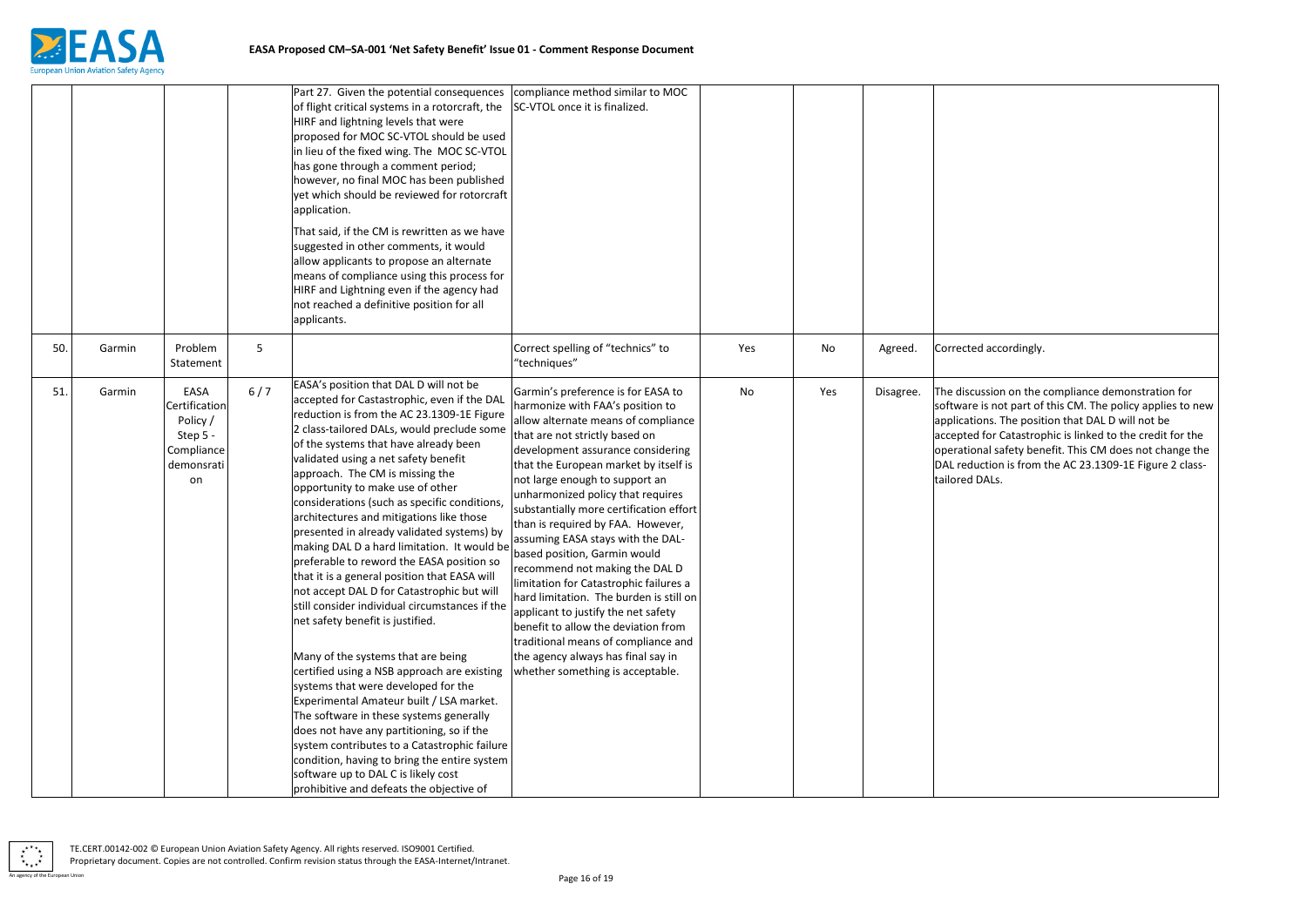| | | | | Part 27. Given the potential consequences of flight critical systems in a rotorcraft, the HIRF and lightning levels that were proposed for MOC SC-VTOL should be used in lieu of the fixed wing. The MOC SC-VTOL has gone through a comment period; however, no final MOC has been published yet which should be reviewed for rotorcraft application.<br><br>That said, if the CM is rewritten as we have suggested in other comments, it would allow applicants to propose an alternate means of compliance using this process for HIRF and Lightning even if the agency had not reached a definitive position for all applicants. | compliance method similar to MOC SC-VTOL once it is finalized. | | | | |
|---|---|---|---|---|---|---|---|---|---|
| 50. | Garmin | Problem Statement | 5 | | Correct spelling of "technics" to "techniques" | Yes | No | Agreed. | Corrected accordingly. |
| 51. | Garmin | EASA Certification Policy / Step 5 - Compliance demonstration | 6 / 7 | EASA's position that DAL D will not be accepted for Castastrophic, even if the DAL reduction is from the AC 23.1309-1E Figure 2 class-tailored DALs, would preclude some of the systems that have already been validated using a net safety benefit approach. The CM is missing the opportunity to make use of other considerations (such as specific conditions, architectures and mitigations like those presented in already validated systems) by making DAL D a hard limitation. It would be preferable to reword the EASA position so that it is a general position that EASA will not accept DAL D for Catastrophic but will still consider individual circumstances if the net safety benefit is justified.<br><br>Many of the systems that are being certified using a NSB approach are existing systems that were developed for the Experimental Amateur built / LSA market. The software in these systems generally does not have any partitioning, so if the system contributes to a Catastrophic failure condition, having to bring the entire system software up to DAL C is likely cost prohibitive and defeats the objective of | Garmin's preference is for EASA to harmonize with FAA's position to allow alternate means of compliance that are not strictly based on development assurance considering that the European market by itself is not large enough to support an unharmonized policy that requires substantially more certification effort than is required by FAA. However, assuming EASA stays with the DAL-based position, Garmin would recommend not making the DAL D limitation for Catastrophic failures a hard limitation. The burden is still on applicant to justify the net safety benefit to allow the deviation from traditional means of compliance and the agency always has final say in whether something is acceptable. | No | Yes | Disagree. | The discussion on the compliance demonstration for software is not part of this CM. The policy applies to new applications. The position that DAL D will not be accepted for Catastrophic is linked to the credit for the operational safety benefit. This CM does not change the DAL reduction is from the AC 23.1309-1E Figure 2 class-tailored DALs. |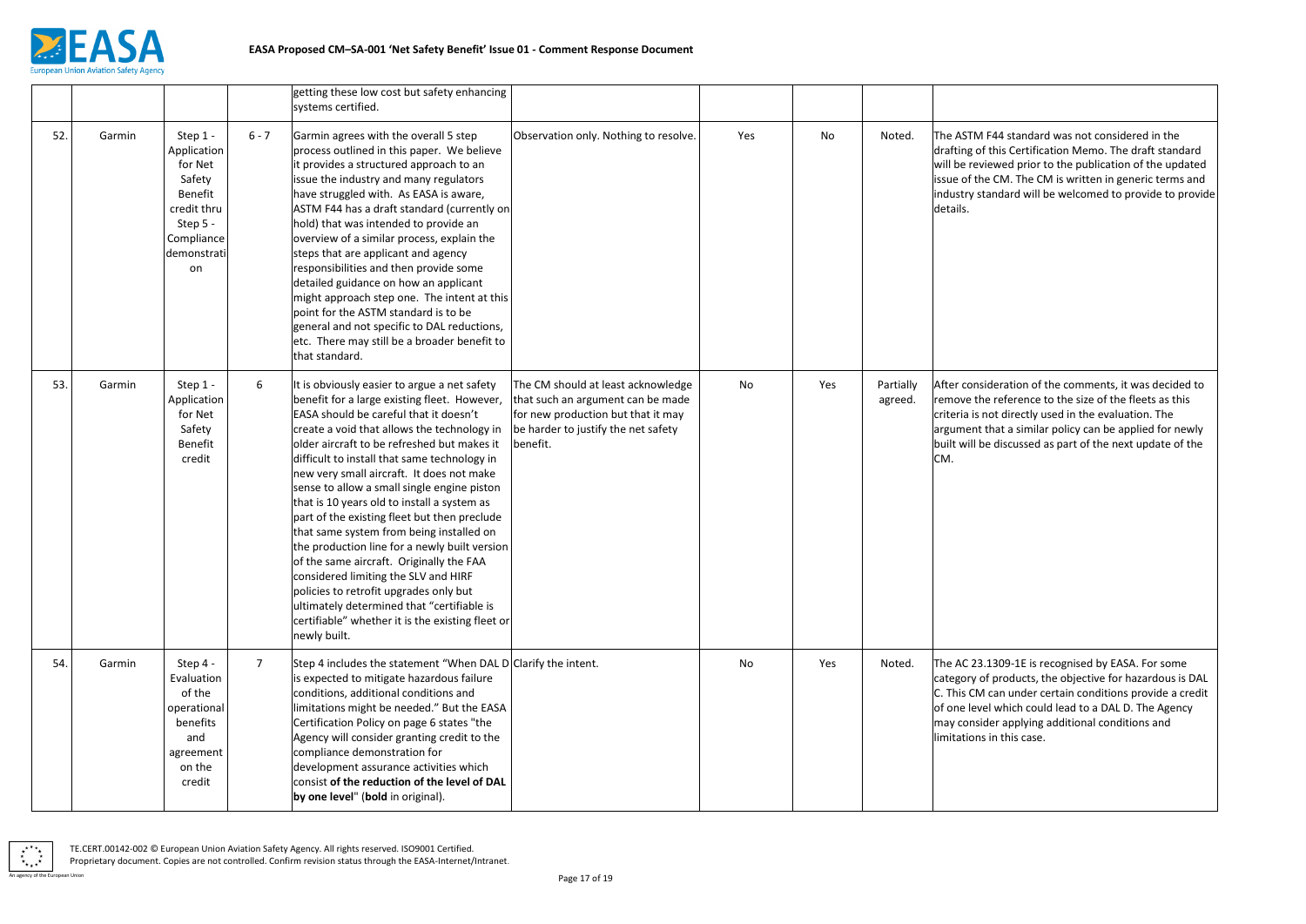|  |  |  |  | getting these low cost but safety enhancing systems certified. |  |  |  |  |  |
|---|---|---|---|---|---|---|---|---|---|
| 52. | Garmin | Step 1 - Application for Net Safety Benefit credit thru Step 5 - Compliance demonstration | 6 - 7 | Garmin agrees with the overall 5 step process outlined in this paper. We believe it provides a structured approach to an issue the industry and many regulators have struggled with. As EASA is aware, ASTM F44 has a draft standard (currently on hold) that was intended to provide an overview of a similar process, explain the steps that are applicant and agency responsibilities and then provide some detailed guidance on how an applicant might approach step one. The intent at this point for the ASTM standard is to be general and not specific to DAL reductions, etc. There may still be a broader benefit to that standard. | Observation only. Nothing to resolve. | Yes | No | Noted. | The ASTM F44 standard was not considered in the drafting of this Certification Memo. The draft standard will be reviewed prior to the publication of the updated issue of the CM. The CM is written in generic terms and industry standard will be welcomed to provide to provide details. |
| 53. | Garmin | Step 1 - Application for Net Safety Benefit credit | 6 | It is obviously easier to argue a net safety benefit for a large existing fleet. However, EASA should be careful that it doesn't create a void that allows the technology in older aircraft to be refreshed but makes it difficult to install that same technology in new very small aircraft. It does not make sense to allow a small single engine piston that is 10 years old to install a system as part of the existing fleet but then preclude that same system from being installed on the production line for a newly built version of the same aircraft. Originally the FAA considered limiting the SLV and HIRF policies to retrofit upgrades only but ultimately determined that "certifiable is certifiable" whether it is the existing fleet or newly built. | The CM should at least acknowledge that such an argument can be made for new production but that it may be harder to justify the net safety benefit. | No | Yes | Partially agreed. | After consideration of the comments, it was decided to remove the reference to the size of the fleets as this criteria is not directly used in the evaluation. The argument that a similar policy can be applied for newly built will be discussed as part of the next update of the CM. |
| 54. | Garmin | Step 4 - Evaluation of the operational benefits and agreement on the credit | 7 | Step 4 includes the statement "When DAL D is expected to mitigate hazardous failure conditions, additional conditions and limitations might be needed." But the EASA Certification Policy on page 6 states "the Agency will consider granting credit to the compliance demonstration for development assurance activities which consist **of the reduction of the level of DAL by one level**" (**bold** in original). | Clarify the intent. | No | Yes | Noted. | The AC 23.1309-1E is recognised by EASA. For some category of products, the objective for hazardous is DAL C. This CM can under certain conditions provide a credit of one level which could lead to a DAL D. The Agency may consider applying additional conditions and limitations in this case. |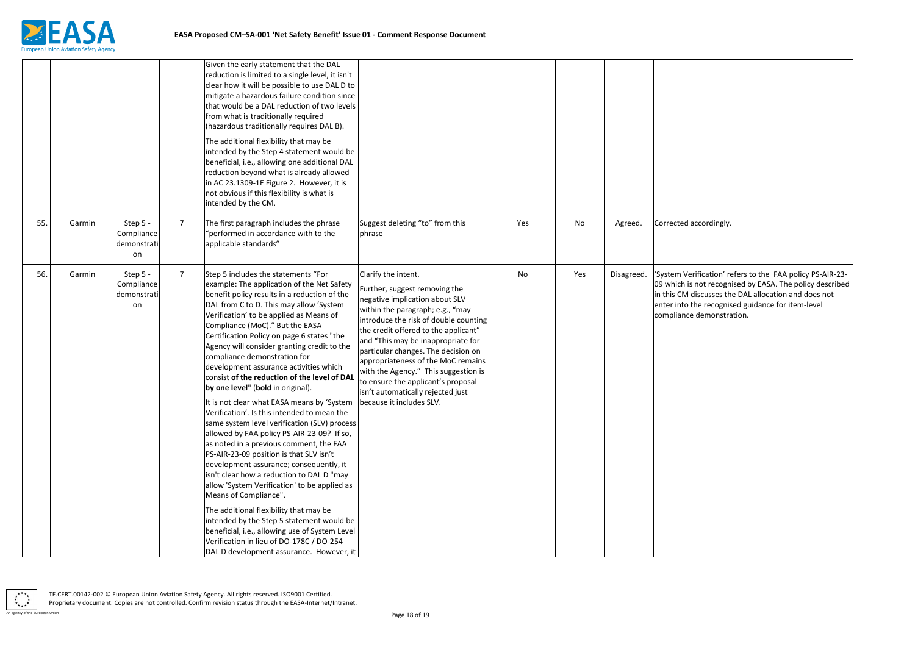| | | | | Given the early statement that the DAL reduction is limited to a single level, it isn't clear how it will be possible to use DAL D to mitigate a hazardous failure condition since that would be a DAL reduction of two levels from what is traditionally required (hazardous traditionally requires DAL B).<br><br>The additional flexibility that may be intended by the Step 4 statement would be beneficial, i.e., allowing one additional DAL reduction beyond what is already allowed in AC 23.1309-1E Figure 2. However, it is not obvious if this flexibility is what is intended by the CM. | | | | | |
|---|---|---|---|---|---|---|---|---|---|
| 55. | Garmin | Step 5 - Compliance demonstration | 7 | The first paragraph includes the phrase "performed in accordance with to the applicable standards" | Suggest deleting "to" from this phrase | Yes | No | Agreed. | Corrected accordingly. |
| 56. | Garmin | Step 5 - Compliance demonstration | 7 | Step 5 includes the statements "For example: The application of the Net Safety benefit policy results in a reduction of the DAL from C to D. This may allow 'System Verification' to be applied as Means of Compliance (MoC)." But the EASA Certification Policy on page 6 states "the Agency will consider granting credit to the compliance demonstration for development assurance activities which consist **of the reduction of the level of DAL by one level**" (**bold** in original).<br><br>It is not clear what EASA means by 'System Verification'. Is this intended to mean the same system level verification (SLV) process allowed by FAA policy PS-AIR-23-09? If so, as noted in a previous comment, the FAA PS-AIR-23-09 position is that SLV isn't development assurance; consequently, it isn't clear how a reduction to DAL D "may allow 'System Verification' to be applied as Means of Compliance".<br><br>The additional flexibility that may be intended by the Step 5 statement would be beneficial, i.e., allowing use of System Level Verification in lieu of DO-178C / DO-254 DAL D development assurance. However, it | Clarify the intent.<br><br>Further, suggest removing the negative implication about SLV within the paragraph; e.g., "may introduce the risk of double counting the credit offered to the applicant" and "This may be inappropriate for particular changes. The decision on appropriateness of the MoC remains with the Agency." This suggestion is to ensure the applicant's proposal isn't automatically rejected just because it includes SLV. | No | Yes | Disagreed. | 'System Verification' refers to the FAA policy PS-AIR-23-09 which is not recognised by EASA. The policy described in this CM discusses the DAL allocation and does not enter into the recognised guidance for item-level compliance demonstration. |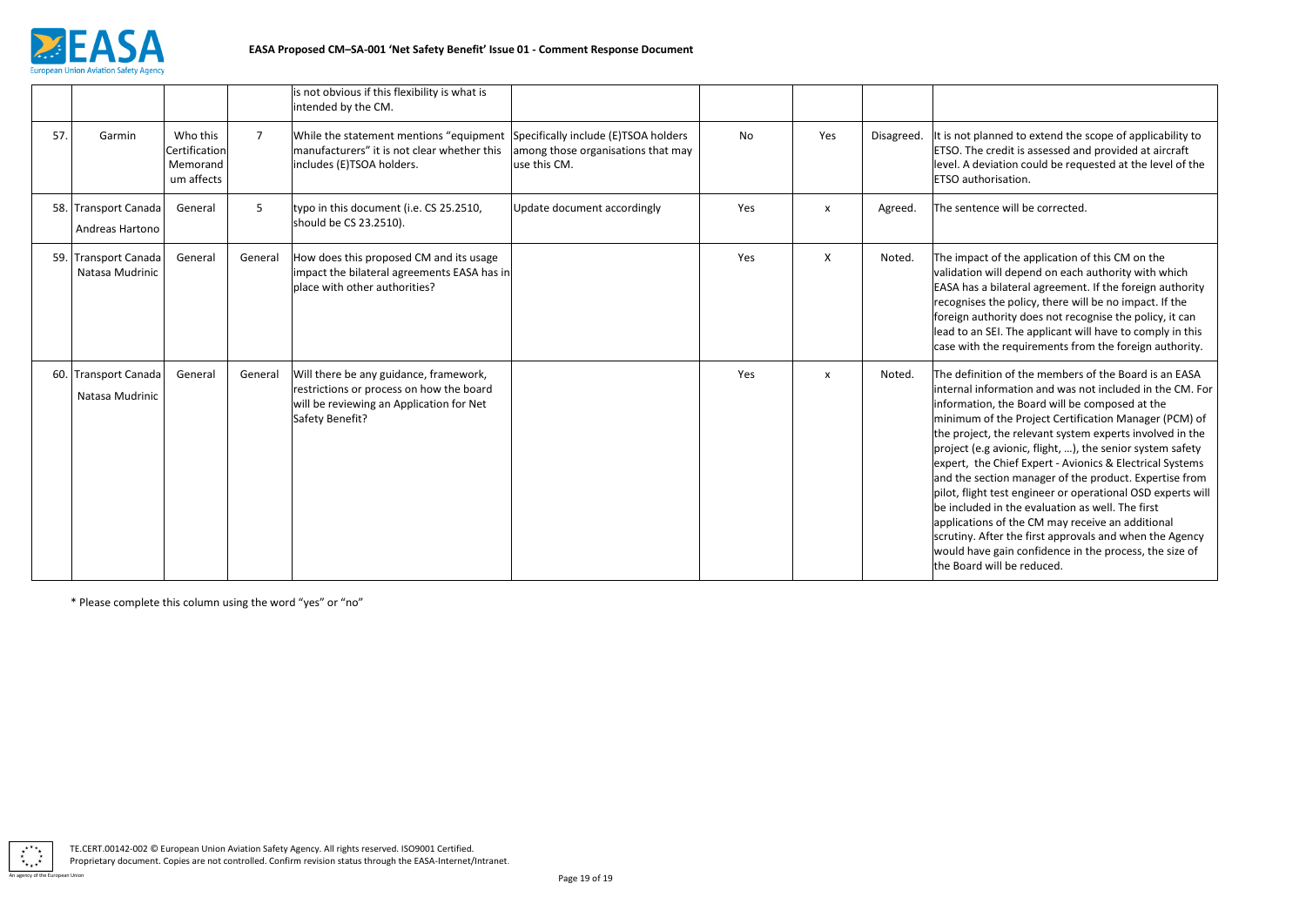| | | | | | | | | | |
|---|---|---|---|---|---|---|---|---|---|
| | | | | is not obvious if this flexibility is what is intended by the CM. | | | | | |
| 57. | Garmin | Who this Certification Memorandum affects | 7 | While the statement mentions "equipment manufacturers" it is not clear whether this includes (E)TSOA holders. | Specifically include (E)TSOA holders among those organisations that may use this CM. | No | Yes | Disagreed. | It is not planned to extend the scope of applicability to ETSO. The credit is assessed and provided at aircraft level. A deviation could be requested at the level of the ETSO authorisation. |
| 58. | Transport Canada Andreas Hartono | General | 5 | typo in this document (i.e. CS 25.2510, should be CS 23.2510). | Update document accordingly | Yes | x | Agreed. | The sentence will be corrected. |
| 59. | Transport Canada Natasa Mudrinic | General | General | How does this proposed CM and its usage impact the bilateral agreements EASA has in place with other authorities? | | Yes | X | Noted. | The impact of the application of this CM on the validation will depend on each authority with which EASA has a bilateral agreement. If the foreign authority recognises the policy, there will be no impact. If the foreign authority does not recognise the policy, it can lead to an SEI. The applicant will have to comply in this case with the requirements from the foreign authority. |
| 60. | Transport Canada Natasa Mudrinic | General | General | Will there be any guidance, framework, restrictions or process on how the board will be reviewing an Application for Net Safety Benefit? | | Yes | x | Noted. | The definition of the members of the Board is an EASA internal information and was not included in the CM. For information, the Board will be composed at the minimum of the Project Certification Manager (PCM) of the project, the relevant system experts involved in the project (e.g avionic, flight, …), the senior system safety expert, the Chief Expert - Avionics & Electrical Systems and the section manager of the product. Expertise from pilot, flight test engineer or operational OSD experts will be included in the evaluation as well. The first applications of the CM may receive an additional scrutiny. After the first approvals and when the Agency would have gain confidence in the process, the size of the Board will be reduced. |

\* Please complete this column using the word "yes" or "no"